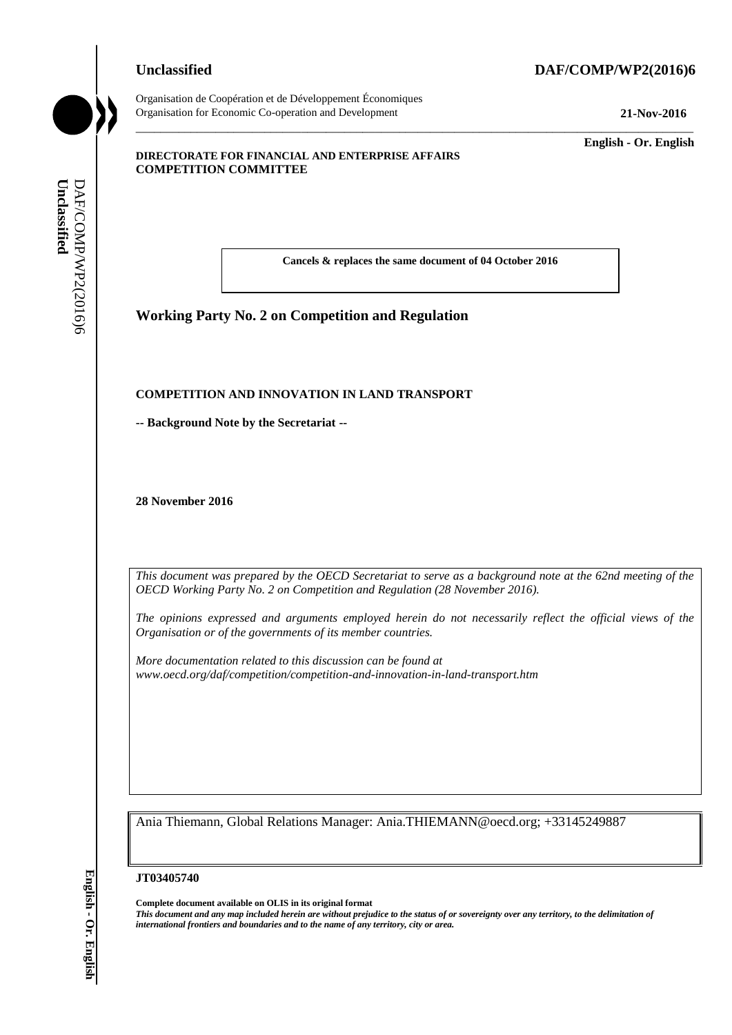**Unclassified** **DAF/COMP/WP2(2016)6**

Organisation de Coopération et de Développement Économiques
Organisation for Economic Co-operation and Development

**21-Nov-2016**

**English - Or. English**

**DIRECTORATE FOR FINANCIAL AND ENTERPRISE AFFAIRS**
**COMPETITION COMMITTEE**

**Cancels & replaces the same document of 04 October 2016**

## Working Party No. 2 on Competition and Regulation

**COMPETITION AND INNOVATION IN LAND TRANSPORT**

**-- Background Note by the Secretariat --**

**28 November 2016**

*This document was prepared by the OECD Secretariat to serve as a background note at the 62nd meeting of the OECD Working Party No. 2 on Competition and Regulation (28 November 2016).*

*The opinions expressed and arguments employed herein do not necessarily reflect the official views of the Organisation or of the governments of its member countries.*

*More documentation related to this discussion can be found at www.oecd.org/daf/competition/competition-and-innovation-in-land-transport.htm*

Ania Thiemann, Global Relations Manager: Ania.THIEMANN@oecd.org; +33145249887

**JT03405740**

**Complete document available on OLIS in its original format**
***This document and any map included herein are without prejudice to the status of or sovereignty over any territory, to the delimitation of international frontiers and boundaries and to the name of any territory, city or area.***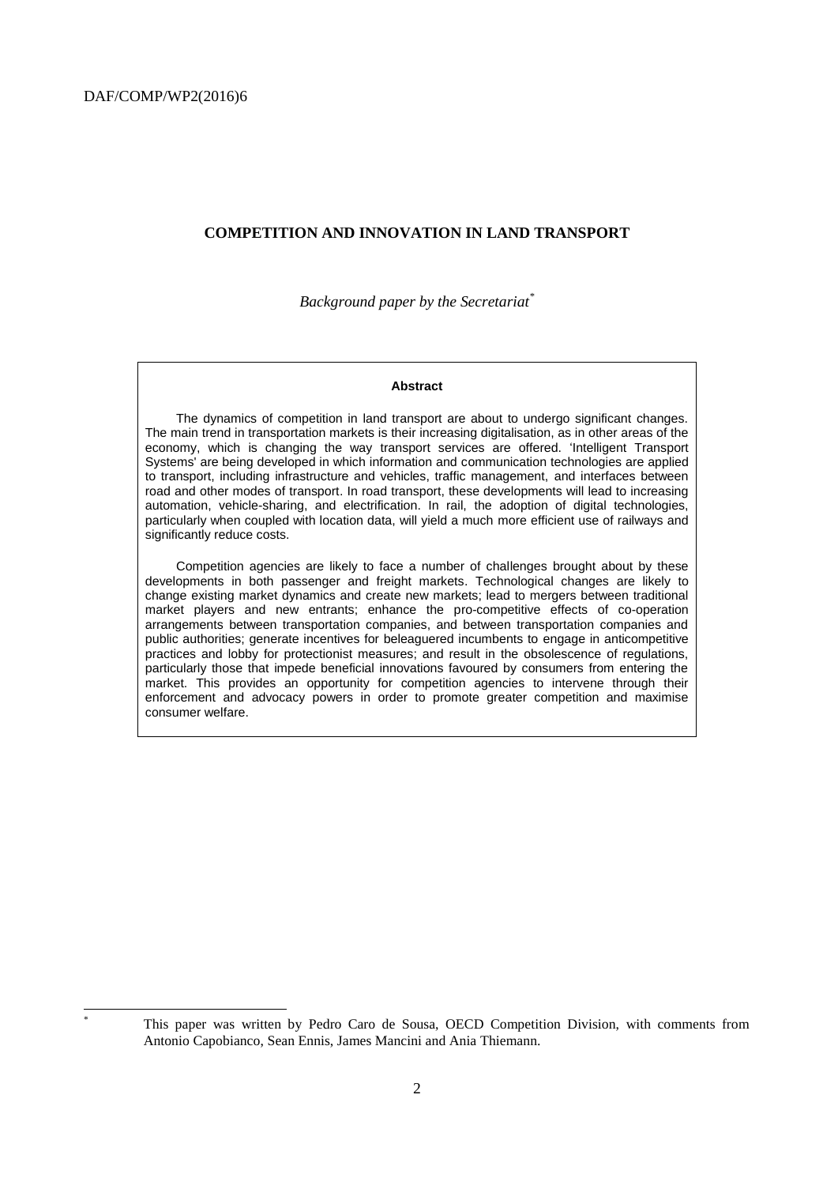## COMPETITION AND INNOVATION IN LAND TRANSPORT

*Background paper by the Secretariat*[*]

**Abstract**

The dynamics of competition in land transport are about to undergo significant changes. The main trend in transportation markets is their increasing digitalisation, as in other areas of the economy, which is changing the way transport services are offered. 'Intelligent Transport Systems' are being developed in which information and communication technologies are applied to transport, including infrastructure and vehicles, traffic management, and interfaces between road and other modes of transport. In road transport, these developments will lead to increasing automation, vehicle-sharing, and electrification. In rail, the adoption of digital technologies, particularly when coupled with location data, will yield a much more efficient use of railways and significantly reduce costs.

Competition agencies are likely to face a number of challenges brought about by these developments in both passenger and freight markets. Technological changes are likely to change existing market dynamics and create new markets; lead to mergers between traditional market players and new entrants; enhance the pro-competitive effects of co-operation arrangements between transportation companies, and between transportation companies and public authorities; generate incentives for beleaguered incumbents to engage in anticompetitive practices and lobby for protectionist measures; and result in the obsolescence of regulations, particularly those that impede beneficial innovations favoured by consumers from entering the market. This provides an opportunity for competition agencies to intervene through their enforcement and advocacy powers in order to promote greater competition and maximise consumer welfare.

[*] This paper was written by Pedro Caro de Sousa, OECD Competition Division, with comments from Antonio Capobianco, Sean Ennis, James Mancini and Ania Thiemann.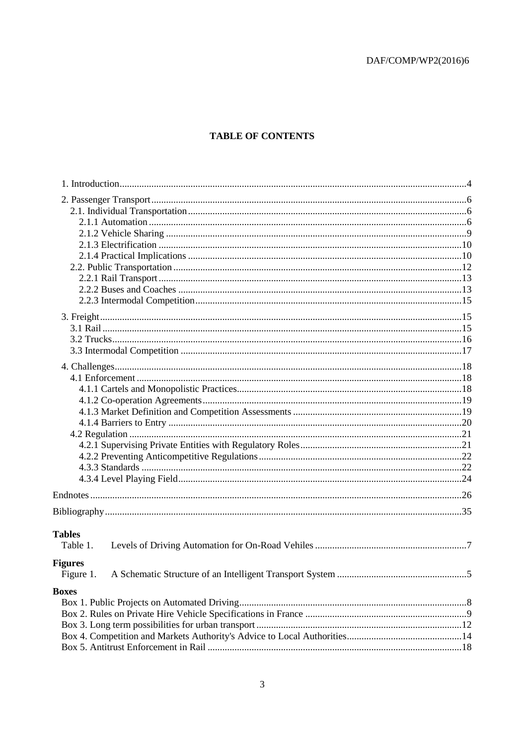## TABLE OF CONTENTS

1. Introduction.....4

2. Passenger Transport.....6
   - 2.1. Individual Transportation.....6
     - 2.1.1 Automation.....6
     - 2.1.2 Vehicle Sharing.....9
     - 2.1.3 Electrification.....10
     - 2.1.4 Practical Implications.....10
   - 2.2. Public Transportation.....12
     - 2.2.1 Rail Transport.....13
     - 2.2.2 Buses and Coaches.....13
     - 2.2.3 Intermodal Competition.....15

3. Freight.....15
   - 3.1 Rail.....15
   - 3.2 Trucks.....16
   - 3.3 Intermodal Competition.....17

4. Challenges.....18
   - 4.1 Enforcement.....18
     - 4.1.1 Cartels and Monopolistic Practices.....18
     - 4.1.2 Co-operation Agreements.....19
     - 4.1.3 Market Definition and Competition Assessments.....19
     - 4.1.4 Barriers to Entry.....20
   - 4.2 Regulation.....21
     - 4.2.1 Supervising Private Entities with Regulatory Roles.....21
     - 4.2.2 Preventing Anticompetitive Regulations.....22
     - 4.3.3 Standards.....22
     - 4.3.4 Level Playing Field.....24

Endnotes.....26

Bibliography.....35

**Tables**

Table 1. Levels of Driving Automation for On-Road Vehiles.....7

**Figures**

Figure 1. A Schematic Structure of an Intelligent Transport System.....5

**Boxes**

Box 1. Public Projects on Automated Driving.....8
Box 2. Rules on Private Hire Vehicle Specifications in France.....9
Box 3. Long term possibilities for urban transport.....12
Box 4. Competition and Markets Authority's Advice to Local Authorities.....14
Box 5. Antitrust Enforcement in Rail.....18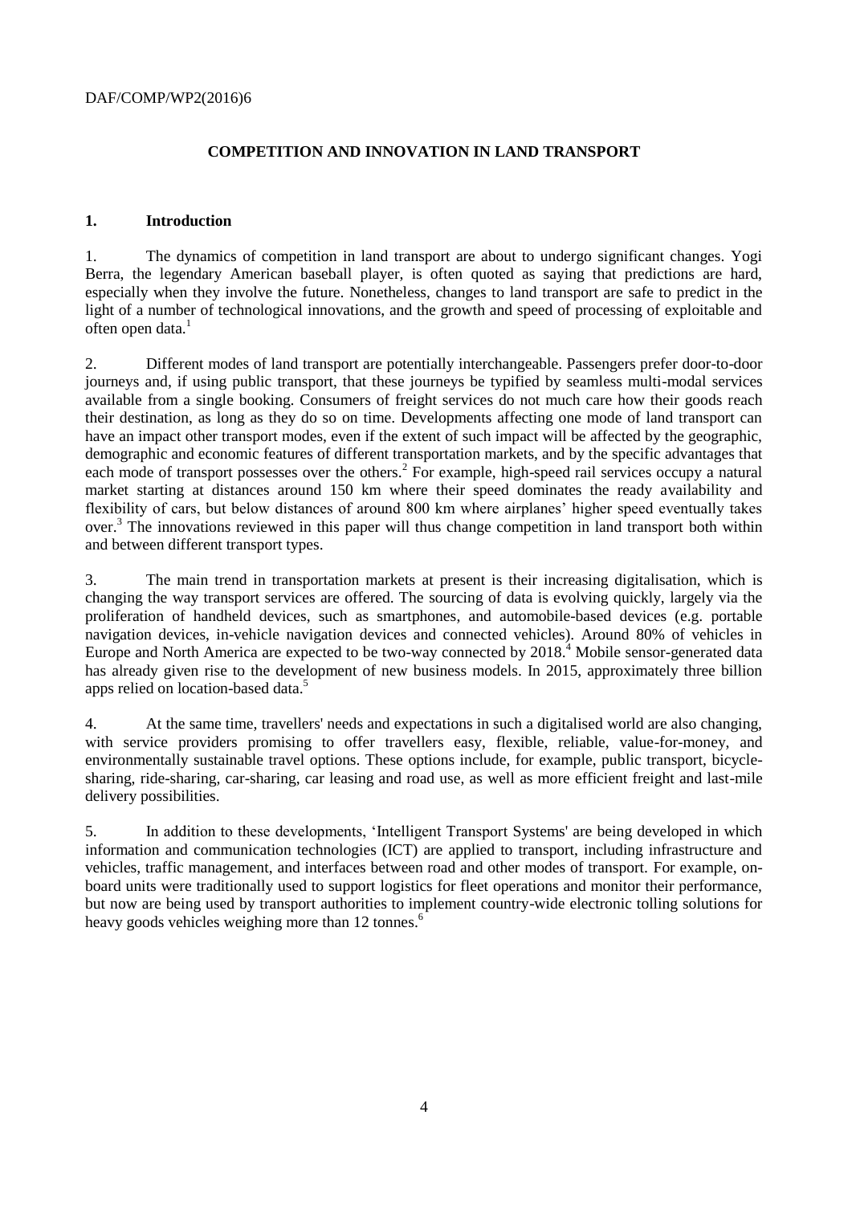**COMPETITION AND INNOVATION IN LAND TRANSPORT**

## 1. Introduction

1. The dynamics of competition in land transport are about to undergo significant changes. Yogi Berra, the legendary American baseball player, is often quoted as saying that predictions are hard, especially when they involve the future. Nonetheless, changes to land transport are safe to predict in the light of a number of technological innovations, and the growth and speed of processing of exploitable and often open data.[1]

2. Different modes of land transport are potentially interchangeable. Passengers prefer door-to-door journeys and, if using public transport, that these journeys be typified by seamless multi-modal services available from a single booking. Consumers of freight services do not much care how their goods reach their destination, as long as they do so on time. Developments affecting one mode of land transport can have an impact other transport modes, even if the extent of such impact will be affected by the geographic, demographic and economic features of different transportation markets, and by the specific advantages that each mode of transport possesses over the others.[2] For example, high-speed rail services occupy a natural market starting at distances around 150 km where their speed dominates the ready availability and flexibility of cars, but below distances of around 800 km where airplanes' higher speed eventually takes over.[3] The innovations reviewed in this paper will thus change competition in land transport both within and between different transport types.

3. The main trend in transportation markets at present is their increasing digitalisation, which is changing the way transport services are offered. The sourcing of data is evolving quickly, largely via the proliferation of handheld devices, such as smartphones, and automobile-based devices (e.g. portable navigation devices, in-vehicle navigation devices and connected vehicles). Around 80% of vehicles in Europe and North America are expected to be two-way connected by 2018.[4] Mobile sensor-generated data has already given rise to the development of new business models. In 2015, approximately three billion apps relied on location-based data.[5]

4. At the same time, travellers' needs and expectations in such a digitalised world are also changing, with service providers promising to offer travellers easy, flexible, reliable, value-for-money, and environmentally sustainable travel options. These options include, for example, public transport, bicycle-sharing, ride-sharing, car-sharing, car leasing and road use, as well as more efficient freight and last-mile delivery possibilities.

5. In addition to these developments, 'Intelligent Transport Systems' are being developed in which information and communication technologies (ICT) are applied to transport, including infrastructure and vehicles, traffic management, and interfaces between road and other modes of transport. For example, on-board units were traditionally used to support logistics for fleet operations and monitor their performance, but now are being used by transport authorities to implement country-wide electronic tolling solutions for heavy goods vehicles weighing more than 12 tonnes.[6]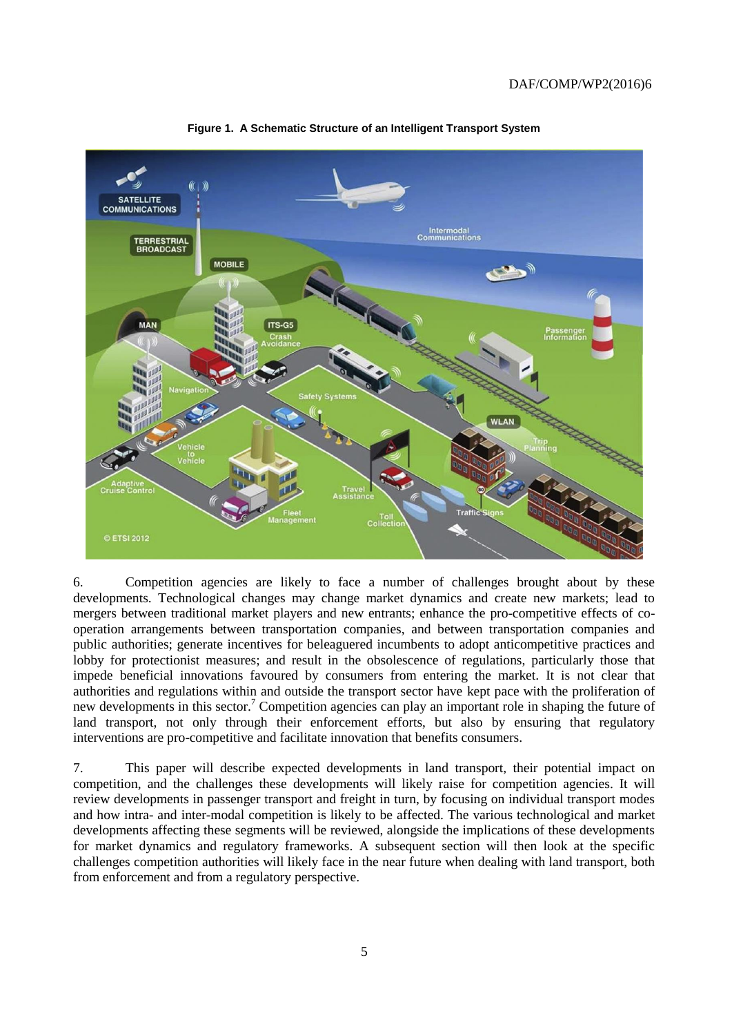**Figure 1. A Schematic Structure of an Intelligent Transport System**

6. Competition agencies are likely to face a number of challenges brought about by these developments. Technological changes may change market dynamics and create new markets; lead to mergers between traditional market players and new entrants; enhance the pro-competitive effects of co-operation arrangements between transportation companies, and between transportation companies and public authorities; generate incentives for beleaguered incumbents to adopt anticompetitive practices and lobby for protectionist measures; and result in the obsolescence of regulations, particularly those that impede beneficial innovations favoured by consumers from entering the market. It is not clear that authorities and regulations within and outside the transport sector have kept pace with the proliferation of new developments in this sector.[7] Competition agencies can play an important role in shaping the future of land transport, not only through their enforcement efforts, but also by ensuring that regulatory interventions are pro-competitive and facilitate innovation that benefits consumers.

7. This paper will describe expected developments in land transport, their potential impact on competition, and the challenges these developments will likely raise for competition agencies. It will review developments in passenger transport and freight in turn, by focusing on individual transport modes and how intra- and inter-modal competition is likely to be affected. The various technological and market developments affecting these segments will be reviewed, alongside the implications of these developments for market dynamics and regulatory frameworks. A subsequent section will then look at the specific challenges competition authorities will likely face in the near future when dealing with land transport, both from enforcement and from a regulatory perspective.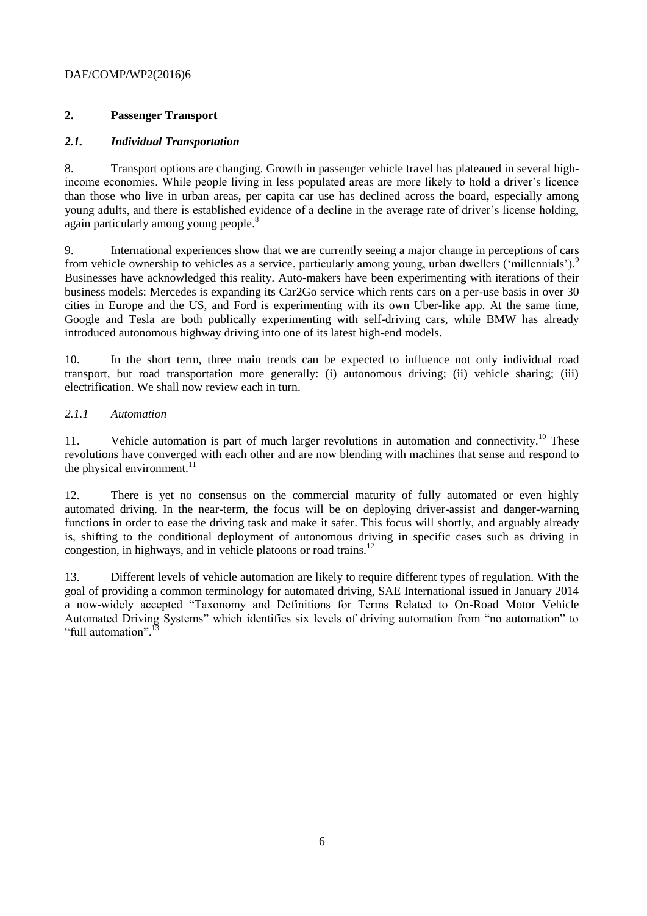## 2. Passenger Transport

### *2.1. Individual Transportation*

8. Transport options are changing. Growth in passenger vehicle travel has plateaued in several high-income economies. While people living in less populated areas are more likely to hold a driver's licence than those who live in urban areas, per capita car use has declined across the board, especially among young adults, and there is established evidence of a decline in the average rate of driver's license holding, again particularly among young people.[8]

9. International experiences show that we are currently seeing a major change in perceptions of cars from vehicle ownership to vehicles as a service, particularly among young, urban dwellers ('millennials').[9] Businesses have acknowledged this reality. Auto-makers have been experimenting with iterations of their business models: Mercedes is expanding its Car2Go service which rents cars on a per-use basis in over 30 cities in Europe and the US, and Ford is experimenting with its own Uber-like app. At the same time, Google and Tesla are both publically experimenting with self-driving cars, while BMW has already introduced autonomous highway driving into one of its latest high-end models.

10. In the short term, three main trends can be expected to influence not only individual road transport, but road transportation more generally: (i) autonomous driving; (ii) vehicle sharing; (iii) electrification. We shall now review each in turn.

#### *2.1.1 Automation*

11. Vehicle automation is part of much larger revolutions in automation and connectivity.[10] These revolutions have converged with each other and are now blending with machines that sense and respond to the physical environment.[11]

12. There is yet no consensus on the commercial maturity of fully automated or even highly automated driving. In the near-term, the focus will be on deploying driver-assist and danger-warning functions in order to ease the driving task and make it safer. This focus will shortly, and arguably already is, shifting to the conditional deployment of autonomous driving in specific cases such as driving in congestion, in highways, and in vehicle platoons or road trains.[12]

13. Different levels of vehicle automation are likely to require different types of regulation. With the goal of providing a common terminology for automated driving, SAE International issued in January 2014 a now-widely accepted "Taxonomy and Definitions for Terms Related to On-Road Motor Vehicle Automated Driving Systems" which identifies six levels of driving automation from "no automation" to "full automation".[13]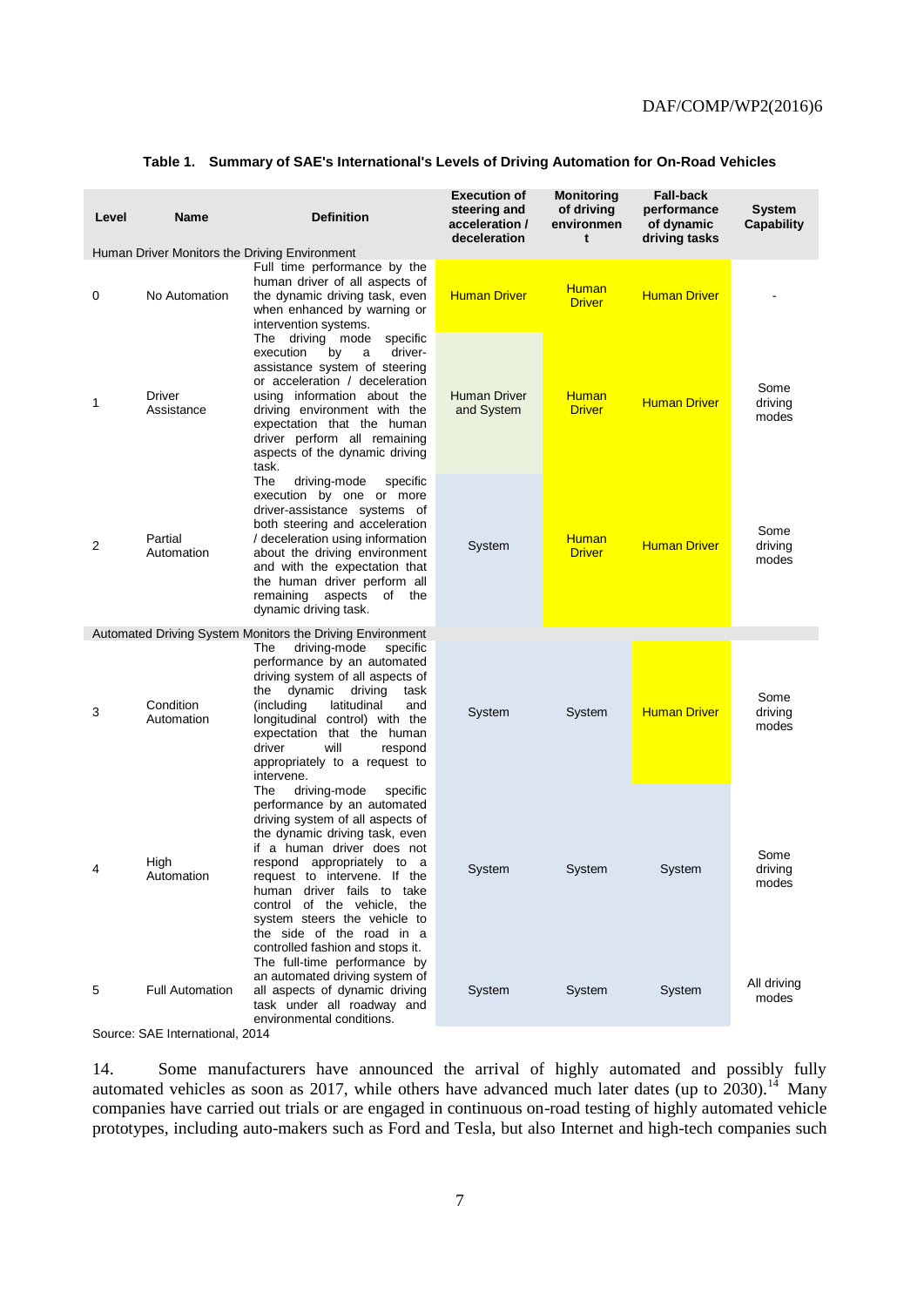**Table 1. Summary of SAE's International's Levels of Driving Automation for On-Road Vehicles**

| Level | Name | Definition | Execution of steering and acceleration / deceleration | Monitoring of driving environment | Fall-back performance of dynamic driving tasks | System Capability |
|---|---|---|---|---|---|---|
| Human Driver Monitors the Driving Environment | | | | | | |
| 0 | No Automation | Full time performance by the human driver of all aspects of the dynamic driving task, even when enhanced by warning or intervention systems. | Human Driver | Human Driver | Human Driver | - |
| 1 | Driver Assistance | The driving mode specific execution by a driver-assistance system of steering or acceleration / deceleration using information about the driving environment with the expectation that the human driver perform all remaining aspects of the dynamic driving task. | Human Driver and System | Human Driver | Human Driver | Some driving modes |
| 2 | Partial Automation | The driving-mode specific execution by one or more driver-assistance systems of both steering and acceleration / deceleration using information about the driving environment and with the expectation that the human driver perform all remaining aspects of the dynamic driving task. | System | Human Driver | Human Driver | Some driving modes |
| Automated Driving System Monitors the Driving Environment | | | | | | |
| 3 | Condition Automation | The driving-mode specific performance by an automated driving system of all aspects of the dynamic driving task (including latitudinal and longitudinal control) with the expectation that the human driver will respond appropriately to a request to intervene. | System | System | Human Driver | Some driving modes |
| 4 | High Automation | The driving-mode specific performance by an automated driving system of all aspects of the dynamic driving task, even if a human driver does not respond appropriately to a request to intervene. If the human driver fails to take control of the vehicle, the system steers the vehicle to the side of the road in a controlled fashion and stops it. | System | System | System | Some driving modes |
| 5 | Full Automation | The full-time performance by an automated driving system of all aspects of dynamic driving task under all roadway and environmental conditions. | System | System | System | All driving modes |

Source: SAE International, 2014

14. Some manufacturers have announced the arrival of highly automated and possibly fully automated vehicles as soon as 2017, while others have advanced much later dates (up to 2030).[14] Many companies have carried out trials or are engaged in continuous on-road testing of highly automated vehicle prototypes, including auto-makers such as Ford and Tesla, but also Internet and high-tech companies such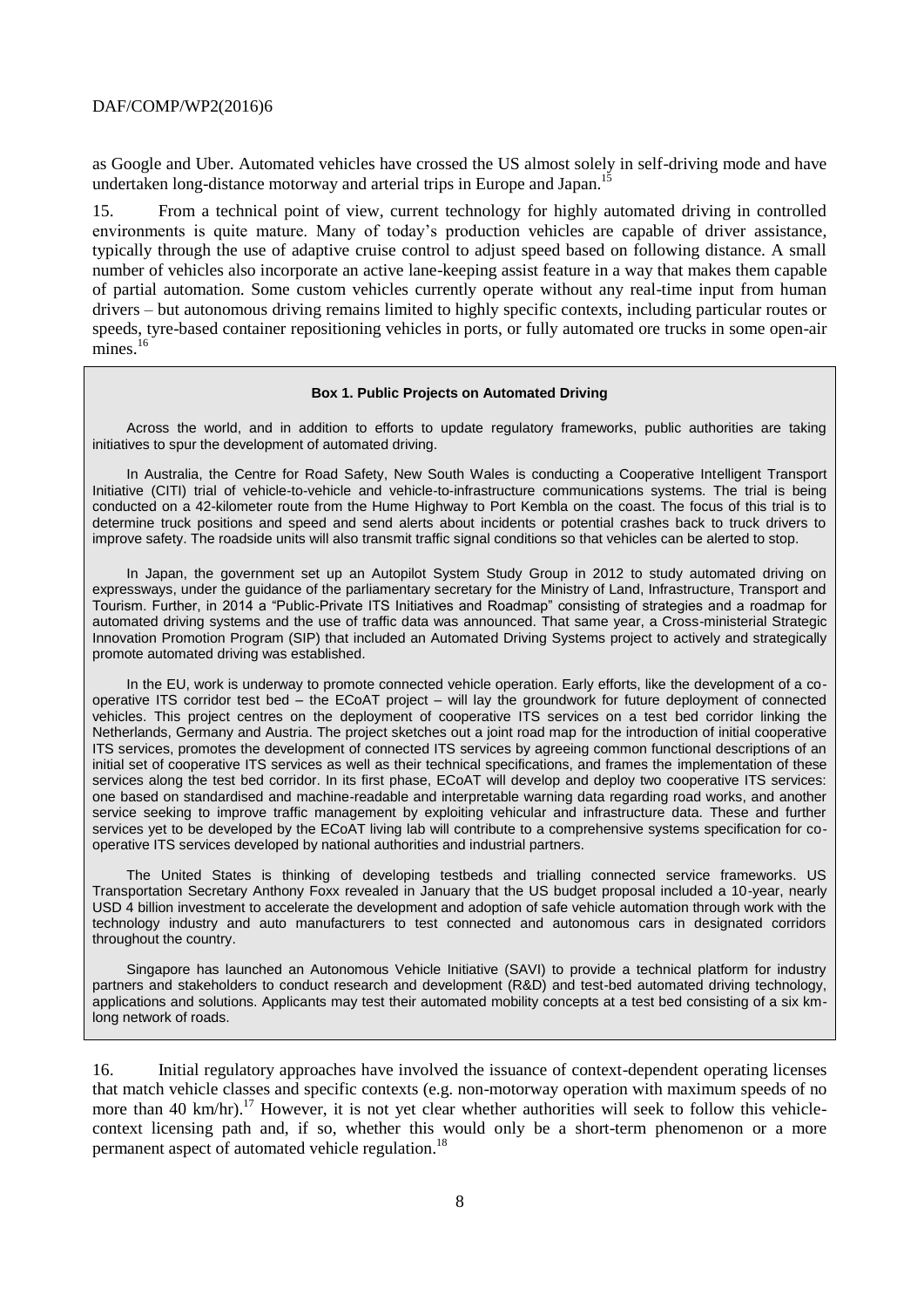as Google and Uber. Automated vehicles have crossed the US almost solely in self-driving mode and have undertaken long-distance motorway and arterial trips in Europe and Japan.[15]

15. From a technical point of view, current technology for highly automated driving in controlled environments is quite mature. Many of today's production vehicles are capable of driver assistance, typically through the use of adaptive cruise control to adjust speed based on following distance. A small number of vehicles also incorporate an active lane-keeping assist feature in a way that makes them capable of partial automation. Some custom vehicles currently operate without any real-time input from human drivers – but autonomous driving remains limited to highly specific contexts, including particular routes or speeds, tyre-based container repositioning vehicles in ports, or fully automated ore trucks in some open-air mines.[16]

> **Box 1. Public Projects on Automated Driving**
>
> Across the world, and in addition to efforts to update regulatory frameworks, public authorities are taking initiatives to spur the development of automated driving.
>
> In Australia, the Centre for Road Safety, New South Wales is conducting a Cooperative Intelligent Transport Initiative (CITI) trial of vehicle-to-vehicle and vehicle-to-infrastructure communications systems. The trial is being conducted on a 42-kilometer route from the Hume Highway to Port Kembla on the coast. The focus of this trial is to determine truck positions and speed and send alerts about incidents or potential crashes back to truck drivers to improve safety. The roadside units will also transmit traffic signal conditions so that vehicles can be alerted to stop.
>
> In Japan, the government set up an Autopilot System Study Group in 2012 to study automated driving on expressways, under the guidance of the parliamentary secretary for the Ministry of Land, Infrastructure, Transport and Tourism. Further, in 2014 a "Public-Private ITS Initiatives and Roadmap" consisting of strategies and a roadmap for automated driving systems and the use of traffic data was announced. That same year, a Cross-ministerial Strategic Innovation Promotion Program (SIP) that included an Automated Driving Systems project to actively and strategically promote automated driving was established.
>
> In the EU, work is underway to promote connected vehicle operation. Early efforts, like the development of a co-operative ITS corridor test bed – the ECoAT project – will lay the groundwork for future deployment of connected vehicles. This project centres on the deployment of cooperative ITS services on a test bed corridor linking the Netherlands, Germany and Austria. The project sketches out a joint road map for the introduction of initial cooperative ITS services, promotes the development of connected ITS services by agreeing common functional descriptions of an initial set of cooperative ITS services as well as their technical specifications, and frames the implementation of these services along the test bed corridor. In its first phase, ECoAT will develop and deploy two cooperative ITS services: one based on standardised and machine-readable and interpretable warning data regarding road works, and another service seeking to improve traffic management by exploiting vehicular and infrastructure data. These and further services yet to be developed by the ECoAT living lab will contribute to a comprehensive systems specification for co-operative ITS services developed by national authorities and industrial partners.
>
> The United States is thinking of developing testbeds and trialling connected service frameworks. US Transportation Secretary Anthony Foxx revealed in January that the US budget proposal included a 10-year, nearly USD 4 billion investment to accelerate the development and adoption of safe vehicle automation through work with the technology industry and auto manufacturers to test connected and autonomous cars in designated corridors throughout the country.
>
> Singapore has launched an Autonomous Vehicle Initiative (SAVI) to provide a technical platform for industry partners and stakeholders to conduct research and development (R&D) and test-bed automated driving technology, applications and solutions. Applicants may test their automated mobility concepts at a test bed consisting of a six km-long network of roads.

16. Initial regulatory approaches have involved the issuance of context-dependent operating licenses that match vehicle classes and specific contexts (e.g. non-motorway operation with maximum speeds of no more than 40 km/hr).[17] However, it is not yet clear whether authorities will seek to follow this vehicle-context licensing path and, if so, whether this would only be a short-term phenomenon or a more permanent aspect of automated vehicle regulation.[18]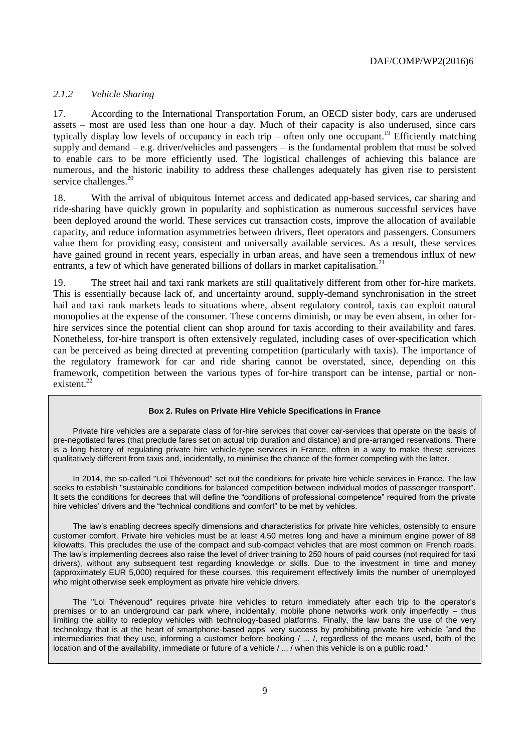### *2.1.2 Vehicle Sharing*

17. According to the International Transportation Forum, an OECD sister body, cars are underused assets – most are used less than one hour a day. Much of their capacity is also underused, since cars typically display low levels of occupancy in each trip – often only one occupant.[19] Efficiently matching supply and demand – e.g. driver/vehicles and passengers – is the fundamental problem that must be solved to enable cars to be more efficiently used. The logistical challenges of achieving this balance are numerous, and the historic inability to address these challenges adequately has given rise to persistent service challenges.[20]

18. With the arrival of ubiquitous Internet access and dedicated app-based services, car sharing and ride-sharing have quickly grown in popularity and sophistication as numerous successful services have been deployed around the world. These services cut transaction costs, improve the allocation of available capacity, and reduce information asymmetries between drivers, fleet operators and passengers. Consumers value them for providing easy, consistent and universally available services. As a result, these services have gained ground in recent years, especially in urban areas, and have seen a tremendous influx of new entrants, a few of which have generated billions of dollars in market capitalisation.[21]

19. The street hail and taxi rank markets are still qualitatively different from other for-hire markets. This is essentially because lack of, and uncertainty around, supply-demand synchronisation in the street hail and taxi rank markets leads to situations where, absent regulatory control, taxis can exploit natural monopolies at the expense of the consumer. These concerns diminish, or may be even absent, in other for-hire services since the potential client can shop around for taxis according to their availability and fares. Nonetheless, for-hire transport is often extensively regulated, including cases of over-specification which can be perceived as being directed at preventing competition (particularly with taxis). The importance of the regulatory framework for car and ride sharing cannot be overstated, since, depending on this framework, competition between the various types of for-hire transport can be intense, partial or non-existent.[22]

**Box 2. Rules on Private Hire Vehicle Specifications in France**

Private hire vehicles are a separate class of for-hire services that cover car-services that operate on the basis of pre-negotiated fares (that preclude fares set on actual trip duration and distance) and pre-arranged reservations. There is a long history of regulating private hire vehicle-type services in France, often in a way to make these services qualitatively different from taxis and, incidentally, to minimise the chance of the former competing with the latter.

In 2014, the so-called "Loi Thévenoud" set out the conditions for private hire vehicle services in France. The law seeks to establish "sustainable conditions for balanced competition between individual modes of passenger transport". It sets the conditions for decrees that will define the "conditions of professional competence" required from the private hire vehicles' drivers and the "technical conditions and comfort" to be met by vehicles.

The law's enabling decrees specify dimensions and characteristics for private hire vehicles, ostensibly to ensure customer comfort. Private hire vehicles must be at least 4.50 metres long and have a minimum engine power of 88 kilowatts. This precludes the use of the compact and sub-compact vehicles that are most common on French roads. The law's implementing decrees also raise the level of driver training to 250 hours of paid courses (not required for taxi drivers), without any subsequent test regarding knowledge or skills. Due to the investment in time and money (approximately EUR 5,000) required for these courses, this requirement effectively limits the number of unemployed who might otherwise seek employment as private hire vehicle drivers.

The "Loi Thévenoud" requires private hire vehicles to return immediately after each trip to the operator's premises or to an underground car park where, incidentally, mobile phone networks work only imperfectly – thus limiting the ability to redeploy vehicles with technology-based platforms. Finally, the law bans the use of the very technology that is at the heart of smartphone-based apps' very success by prohibiting private hire vehicle "and the intermediaries that they use, informing a customer before booking / ... /, regardless of the means used, both of the location and of the availability, immediate or future of a vehicle / ... / when this vehicle is on a public road."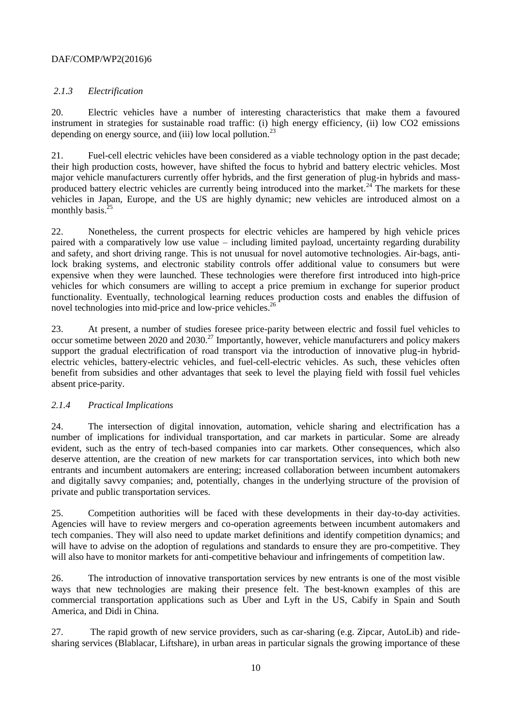### *2.1.3 Electrification*

20. Electric vehicles have a number of interesting characteristics that make them a favoured instrument in strategies for sustainable road traffic: (i) high energy efficiency, (ii) low CO2 emissions depending on energy source, and (iii) low local pollution.[23]

21. Fuel-cell electric vehicles have been considered as a viable technology option in the past decade; their high production costs, however, have shifted the focus to hybrid and battery electric vehicles. Most major vehicle manufacturers currently offer hybrids, and the first generation of plug-in hybrids and mass-produced battery electric vehicles are currently being introduced into the market.[24] The markets for these vehicles in Japan, Europe, and the US are highly dynamic; new vehicles are introduced almost on a monthly basis.[25]

22. Nonetheless, the current prospects for electric vehicles are hampered by high vehicle prices paired with a comparatively low use value – including limited payload, uncertainty regarding durability and safety, and short driving range. This is not unusual for novel automotive technologies. Air-bags, anti-lock braking systems, and electronic stability controls offer additional value to consumers but were expensive when they were launched. These technologies were therefore first introduced into high-price vehicles for which consumers are willing to accept a price premium in exchange for superior product functionality. Eventually, technological learning reduces production costs and enables the diffusion of novel technologies into mid-price and low-price vehicles.[26]

23. At present, a number of studies foresee price-parity between electric and fossil fuel vehicles to occur sometime between 2020 and 2030.[27] Importantly, however, vehicle manufacturers and policy makers support the gradual electrification of road transport via the introduction of innovative plug-in hybrid-electric vehicles, battery-electric vehicles, and fuel-cell-electric vehicles. As such, these vehicles often benefit from subsidies and other advantages that seek to level the playing field with fossil fuel vehicles absent price-parity.

### *2.1.4 Practical Implications*

24. The intersection of digital innovation, automation, vehicle sharing and electrification has a number of implications for individual transportation, and car markets in particular. Some are already evident, such as the entry of tech-based companies into car markets. Other consequences, which also deserve attention, are the creation of new markets for car transportation services, into which both new entrants and incumbent automakers are entering; increased collaboration between incumbent automakers and digitally savvy companies; and, potentially, changes in the underlying structure of the provision of private and public transportation services.

25. Competition authorities will be faced with these developments in their day-to-day activities. Agencies will have to review mergers and co-operation agreements between incumbent automakers and tech companies. They will also need to update market definitions and identify competition dynamics; and will have to advise on the adoption of regulations and standards to ensure they are pro-competitive. They will also have to monitor markets for anti-competitive behaviour and infringements of competition law.

26. The introduction of innovative transportation services by new entrants is one of the most visible ways that new technologies are making their presence felt. The best-known examples of this are commercial transportation applications such as Uber and Lyft in the US, Cabify in Spain and South America, and Didi in China.

27. The rapid growth of new service providers, such as car-sharing (e.g. Zipcar, AutoLib) and ride-sharing services (Blablacar, Liftshare), in urban areas in particular signals the growing importance of these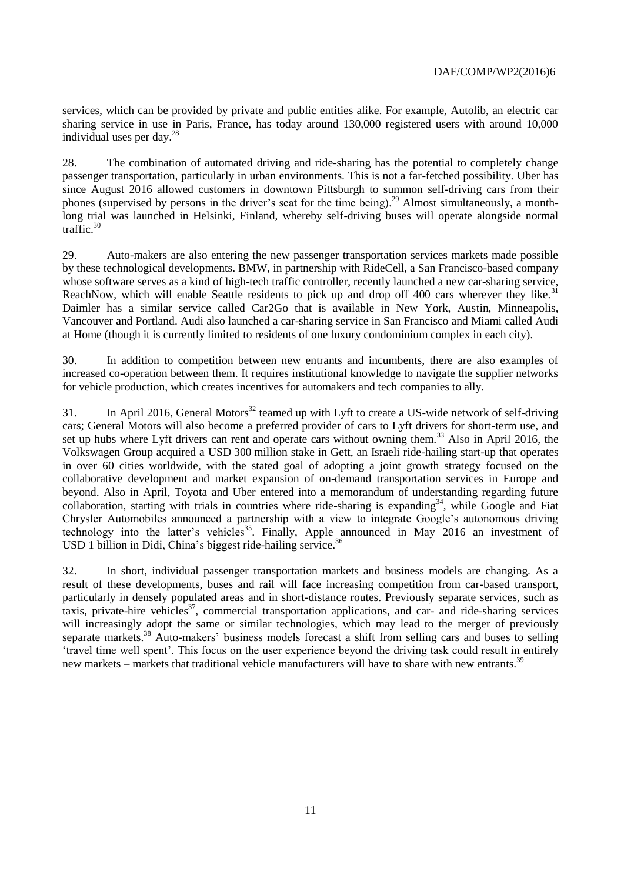services, which can be provided by private and public entities alike. For example, Autolib, an electric car sharing service in use in Paris, France, has today around 130,000 registered users with around 10,000 individual uses per day.[28]

28. The combination of automated driving and ride-sharing has the potential to completely change passenger transportation, particularly in urban environments. This is not a far-fetched possibility. Uber has since August 2016 allowed customers in downtown Pittsburgh to summon self-driving cars from their phones (supervised by persons in the driver's seat for the time being).[29] Almost simultaneously, a month-long trial was launched in Helsinki, Finland, whereby self-driving buses will operate alongside normal traffic.[30]

29. Auto-makers are also entering the new passenger transportation services markets made possible by these technological developments. BMW, in partnership with RideCell, a San Francisco-based company whose software serves as a kind of high-tech traffic controller, recently launched a new car-sharing service, ReachNow, which will enable Seattle residents to pick up and drop off 400 cars wherever they like.[31] Daimler has a similar service called Car2Go that is available in New York, Austin, Minneapolis, Vancouver and Portland. Audi also launched a car-sharing service in San Francisco and Miami called Audi at Home (though it is currently limited to residents of one luxury condominium complex in each city).

30. In addition to competition between new entrants and incumbents, there are also examples of increased co-operation between them. It requires institutional knowledge to navigate the supplier networks for vehicle production, which creates incentives for automakers and tech companies to ally.

31. In April 2016, General Motors[32] teamed up with Lyft to create a US-wide network of self-driving cars; General Motors will also become a preferred provider of cars to Lyft drivers for short-term use, and set up hubs where Lyft drivers can rent and operate cars without owning them.[33] Also in April 2016, the Volkswagen Group acquired a USD 300 million stake in Gett, an Israeli ride-hailing start-up that operates in over 60 cities worldwide, with the stated goal of adopting a joint growth strategy focused on the collaborative development and market expansion of on-demand transportation services in Europe and beyond. Also in April, Toyota and Uber entered into a memorandum of understanding regarding future collaboration, starting with trials in countries where ride-sharing is expanding[34], while Google and Fiat Chrysler Automobiles announced a partnership with a view to integrate Google's autonomous driving technology into the latter's vehicles[35]. Finally, Apple announced in May 2016 an investment of USD 1 billion in Didi, China's biggest ride-hailing service.[36]

32. In short, individual passenger transportation markets and business models are changing. As a result of these developments, buses and rail will face increasing competition from car-based transport, particularly in densely populated areas and in short-distance routes. Previously separate services, such as taxis, private-hire vehicles[37], commercial transportation applications, and car- and ride-sharing services will increasingly adopt the same or similar technologies, which may lead to the merger of previously separate markets.[38] Auto-makers' business models forecast a shift from selling cars and buses to selling 'travel time well spent'. This focus on the user experience beyond the driving task could result in entirely new markets – markets that traditional vehicle manufacturers will have to share with new entrants.[39]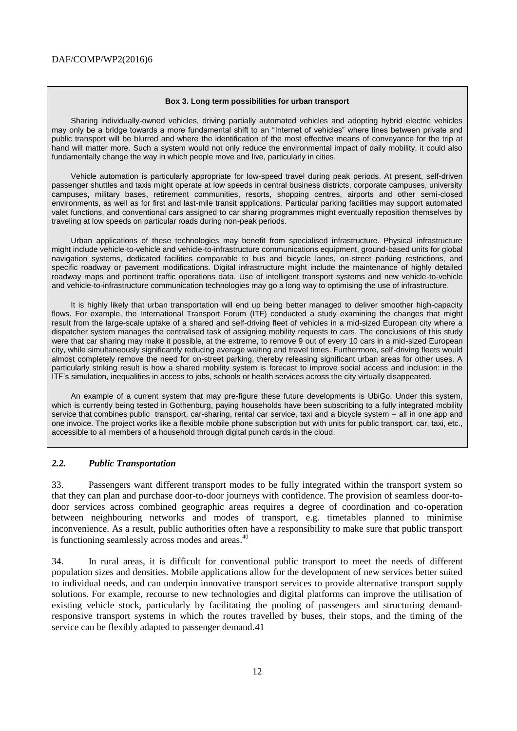**Box 3. Long term possibilities for urban transport**

Sharing individually-owned vehicles, driving partially automated vehicles and adopting hybrid electric vehicles may only be a bridge towards a more fundamental shift to an "Internet of vehicles" where lines between private and public transport will be blurred and where the identification of the most effective means of conveyance for the trip at hand will matter more. Such a system would not only reduce the environmental impact of daily mobility, it could also fundamentally change the way in which people move and live, particularly in cities.

Vehicle automation is particularly appropriate for low-speed travel during peak periods. At present, self-driven passenger shuttles and taxis might operate at low speeds in central business districts, corporate campuses, university campuses, military bases, retirement communities, resorts, shopping centres, airports and other semi-closed environments, as well as for first and last-mile transit applications. Particular parking facilities may support automated valet functions, and conventional cars assigned to car sharing programmes might eventually reposition themselves by traveling at low speeds on particular roads during non-peak periods.

Urban applications of these technologies may benefit from specialised infrastructure. Physical infrastructure might include vehicle-to-vehicle and vehicle-to-infrastructure communications equipment, ground-based units for global navigation systems, dedicated facilities comparable to bus and bicycle lanes, on-street parking restrictions, and specific roadway or pavement modifications. Digital infrastructure might include the maintenance of highly detailed roadway maps and pertinent traffic operations data. Use of intelligent transport systems and new vehicle-to-vehicle and vehicle-to-infrastructure communication technologies may go a long way to optimising the use of infrastructure.

It is highly likely that urban transportation will end up being better managed to deliver smoother high-capacity flows. For example, the International Transport Forum (ITF) conducted a study examining the changes that might result from the large-scale uptake of a shared and self-driving fleet of vehicles in a mid-sized European city where a dispatcher system manages the centralised task of assigning mobility requests to cars. The conclusions of this study were that car sharing may make it possible, at the extreme, to remove 9 out of every 10 cars in a mid-sized European city, while simultaneously significantly reducing average waiting and travel times. Furthermore, self-driving fleets would almost completely remove the need for on-street parking, thereby releasing significant urban areas for other uses. A particularly striking result is how a shared mobility system is forecast to improve social access and inclusion: in the ITF's simulation, inequalities in access to jobs, schools or health services across the city virtually disappeared.

An example of a current system that may pre-figure these future developments is UbiGo. Under this system, which is currently being tested in Gothenburg, paying households have been subscribing to a fully integrated mobility service that combines public transport, car-sharing, rental car service, taxi and a bicycle system – all in one app and one invoice. The project works like a flexible mobile phone subscription but with units for public transport, car, taxi, etc., accessible to all members of a household through digital punch cards in the cloud.

## *2.2. Public Transportation*

33. Passengers want different transport modes to be fully integrated within the transport system so that they can plan and purchase door-to-door journeys with confidence. The provision of seamless door-to-door services across combined geographic areas requires a degree of coordination and co-operation between neighbouring networks and modes of transport, e.g. timetables planned to minimise inconvenience. As a result, public authorities often have a responsibility to make sure that public transport is functioning seamlessly across modes and areas.[40]

34. In rural areas, it is difficult for conventional public transport to meet the needs of different population sizes and densities. Mobile applications allow for the development of new services better suited to individual needs, and can underpin innovative transport services to provide alternative transport supply solutions. For example, recourse to new technologies and digital platforms can improve the utilisation of existing vehicle stock, particularly by facilitating the pooling of passengers and structuring demand-responsive transport systems in which the routes travelled by buses, their stops, and the timing of the service can be flexibly adapted to passenger demand.41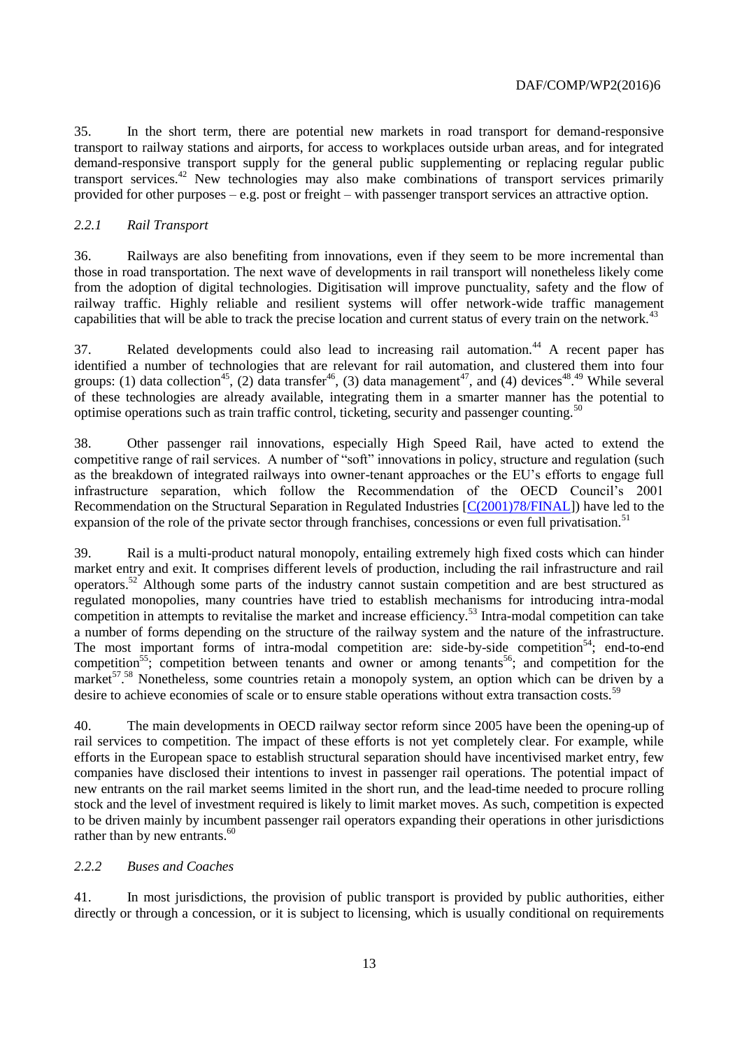35. In the short term, there are potential new markets in road transport for demand-responsive transport to railway stations and airports, for access to workplaces outside urban areas, and for integrated demand-responsive transport supply for the general public supplementing or replacing regular public transport services.[42] New technologies may also make combinations of transport services primarily provided for other purposes – e.g. post or freight – with passenger transport services an attractive option.

### *2.2.1 Rail Transport*

36. Railways are also benefiting from innovations, even if they seem to be more incremental than those in road transportation. The next wave of developments in rail transport will nonetheless likely come from the adoption of digital technologies. Digitisation will improve punctuality, safety and the flow of railway traffic. Highly reliable and resilient systems will offer network-wide traffic management capabilities that will be able to track the precise location and current status of every train on the network.[43]

37. Related developments could also lead to increasing rail automation.[44] A recent paper has identified a number of technologies that are relevant for rail automation, and clustered them into four groups: (1) data collection[45], (2) data transfer[46], (3) data management[47], and (4) devices[48].[49] While several of these technologies are already available, integrating them in a smarter manner has the potential to optimise operations such as train traffic control, ticketing, security and passenger counting.[50]

38. Other passenger rail innovations, especially High Speed Rail, have acted to extend the competitive range of rail services. A number of "soft" innovations in policy, structure and regulation (such as the breakdown of integrated railways into owner-tenant approaches or the EU's efforts to engage full infrastructure separation, which follow the Recommendation of the OECD Council's 2001 Recommendation on the Structural Separation in Regulated Industries [C(2001)78/FINAL]) have led to the expansion of the role of the private sector through franchises, concessions or even full privatisation.[51]

39. Rail is a multi-product natural monopoly, entailing extremely high fixed costs which can hinder market entry and exit. It comprises different levels of production, including the rail infrastructure and rail operators.[52] Although some parts of the industry cannot sustain competition and are best structured as regulated monopolies, many countries have tried to establish mechanisms for introducing intra-modal competition in attempts to revitalise the market and increase efficiency.[53] Intra-modal competition can take a number of forms depending on the structure of the railway system and the nature of the infrastructure. The most important forms of intra-modal competition are: side-by-side competition[54]; end-to-end competition[55]; competition between tenants and owner or among tenants[56]; and competition for the market[57].[58] Nonetheless, some countries retain a monopoly system, an option which can be driven by a desire to achieve economies of scale or to ensure stable operations without extra transaction costs.[59]

40. The main developments in OECD railway sector reform since 2005 have been the opening-up of rail services to competition. The impact of these efforts is not yet completely clear. For example, while efforts in the European space to establish structural separation should have incentivised market entry, few companies have disclosed their intentions to invest in passenger rail operations. The potential impact of new entrants on the rail market seems limited in the short run, and the lead-time needed to procure rolling stock and the level of investment required is likely to limit market moves. As such, competition is expected to be driven mainly by incumbent passenger rail operators expanding their operations in other jurisdictions rather than by new entrants.[60]

### *2.2.2 Buses and Coaches*

41. In most jurisdictions, the provision of public transport is provided by public authorities, either directly or through a concession, or it is subject to licensing, which is usually conditional on requirements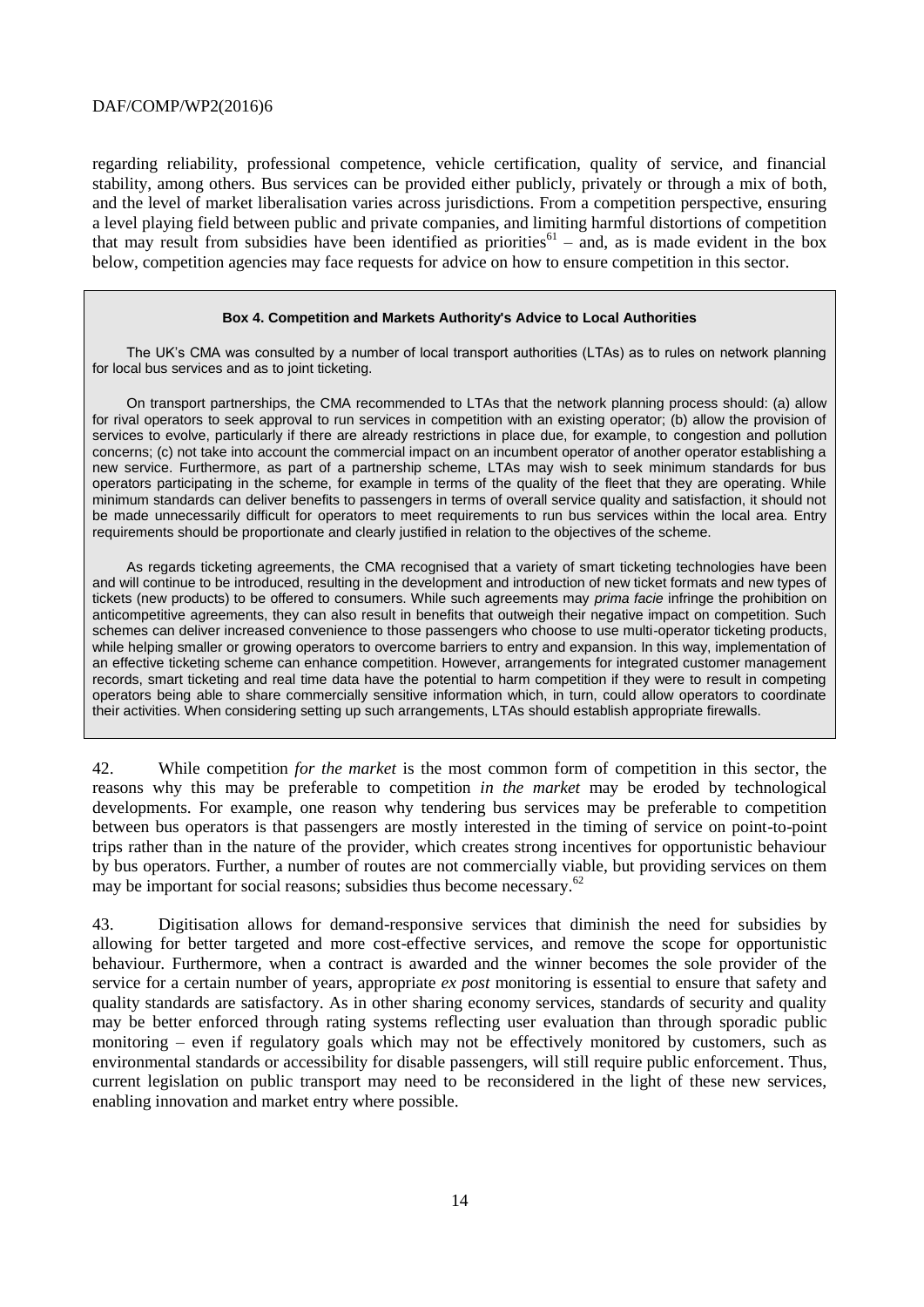regarding reliability, professional competence, vehicle certification, quality of service, and financial stability, among others. Bus services can be provided either publicly, privately or through a mix of both, and the level of market liberalisation varies across jurisdictions. From a competition perspective, ensuring a level playing field between public and private companies, and limiting harmful distortions of competition that may result from subsidies have been identified as priorities[61] – and, as is made evident in the box below, competition agencies may face requests for advice on how to ensure competition in this sector.

**Box 4. Competition and Markets Authority's Advice to Local Authorities**

The UK's CMA was consulted by a number of local transport authorities (LTAs) as to rules on network planning for local bus services and as to joint ticketing.

On transport partnerships, the CMA recommended to LTAs that the network planning process should: (a) allow for rival operators to seek approval to run services in competition with an existing operator; (b) allow the provision of services to evolve, particularly if there are already restrictions in place due, for example, to congestion and pollution concerns; (c) not take into account the commercial impact on an incumbent operator of another operator establishing a new service. Furthermore, as part of a partnership scheme, LTAs may wish to seek minimum standards for bus operators participating in the scheme, for example in terms of the quality of the fleet that they are operating. While minimum standards can deliver benefits to passengers in terms of overall service quality and satisfaction, it should not be made unnecessarily difficult for operators to meet requirements to run bus services within the local area. Entry requirements should be proportionate and clearly justified in relation to the objectives of the scheme.

As regards ticketing agreements, the CMA recognised that a variety of smart ticketing technologies have been and will continue to be introduced, resulting in the development and introduction of new ticket formats and new types of tickets (new products) to be offered to consumers. While such agreements may *prima facie* infringe the prohibition on anticompetitive agreements, they can also result in benefits that outweigh their negative impact on competition. Such schemes can deliver increased convenience to those passengers who choose to use multi-operator ticketing products, while helping smaller or growing operators to overcome barriers to entry and expansion. In this way, implementation of an effective ticketing scheme can enhance competition. However, arrangements for integrated customer management records, smart ticketing and real time data have the potential to harm competition if they were to result in competing operators being able to share commercially sensitive information which, in turn, could allow operators to coordinate their activities. When considering setting up such arrangements, LTAs should establish appropriate firewalls.

42. While competition *for the market* is the most common form of competition in this sector, the reasons why this may be preferable to competition *in the market* may be eroded by technological developments. For example, one reason why tendering bus services may be preferable to competition between bus operators is that passengers are mostly interested in the timing of service on point-to-point trips rather than in the nature of the provider, which creates strong incentives for opportunistic behaviour by bus operators. Further, a number of routes are not commercially viable, but providing services on them may be important for social reasons; subsidies thus become necessary.[62]

43. Digitisation allows for demand-responsive services that diminish the need for subsidies by allowing for better targeted and more cost-effective services, and remove the scope for opportunistic behaviour. Furthermore, when a contract is awarded and the winner becomes the sole provider of the service for a certain number of years, appropriate *ex post* monitoring is essential to ensure that safety and quality standards are satisfactory. As in other sharing economy services, standards of security and quality may be better enforced through rating systems reflecting user evaluation than through sporadic public monitoring – even if regulatory goals which may not be effectively monitored by customers, such as environmental standards or accessibility for disable passengers, will still require public enforcement. Thus, current legislation on public transport may need to be reconsidered in the light of these new services, enabling innovation and market entry where possible.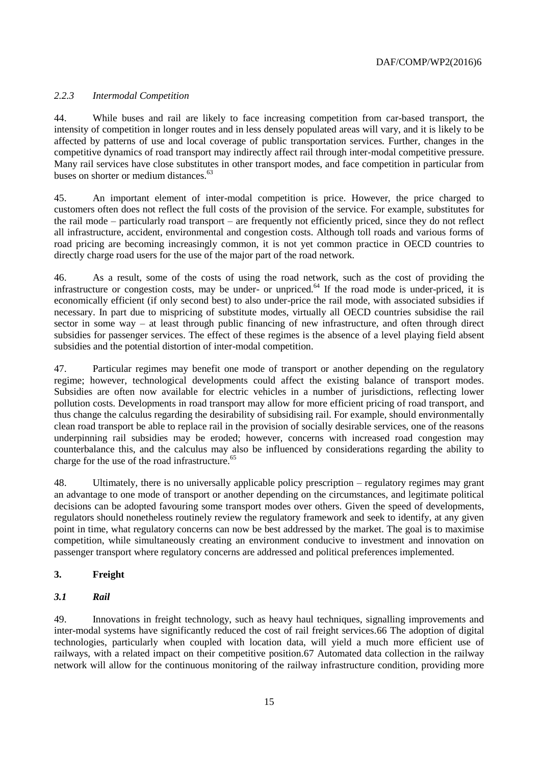### *2.2.3 Intermodal Competition*

44. While buses and rail are likely to face increasing competition from car-based transport, the intensity of competition in longer routes and in less densely populated areas will vary, and it is likely to be affected by patterns of use and local coverage of public transportation services. Further, changes in the competitive dynamics of road transport may indirectly affect rail through inter-modal competitive pressure. Many rail services have close substitutes in other transport modes, and face competition in particular from buses on shorter or medium distances.[63]

45. An important element of inter-modal competition is price. However, the price charged to customers often does not reflect the full costs of the provision of the service. For example, substitutes for the rail mode – particularly road transport – are frequently not efficiently priced, since they do not reflect all infrastructure, accident, environmental and congestion costs. Although toll roads and various forms of road pricing are becoming increasingly common, it is not yet common practice in OECD countries to directly charge road users for the use of the major part of the road network.

46. As a result, some of the costs of using the road network, such as the cost of providing the infrastructure or congestion costs, may be under- or unpriced.[64] If the road mode is under-priced, it is economically efficient (if only second best) to also under-price the rail mode, with associated subsidies if necessary. In part due to mispricing of substitute modes, virtually all OECD countries subsidise the rail sector in some way – at least through public financing of new infrastructure, and often through direct subsidies for passenger services. The effect of these regimes is the absence of a level playing field absent subsidies and the potential distortion of inter-modal competition.

47. Particular regimes may benefit one mode of transport or another depending on the regulatory regime; however, technological developments could affect the existing balance of transport modes. Subsidies are often now available for electric vehicles in a number of jurisdictions, reflecting lower pollution costs. Developments in road transport may allow for more efficient pricing of road transport, and thus change the calculus regarding the desirability of subsidising rail. For example, should environmentally clean road transport be able to replace rail in the provision of socially desirable services, one of the reasons underpinning rail subsidies may be eroded; however, concerns with increased road congestion may counterbalance this, and the calculus may also be influenced by considerations regarding the ability to charge for the use of the road infrastructure.[65]

48. Ultimately, there is no universally applicable policy prescription – regulatory regimes may grant an advantage to one mode of transport or another depending on the circumstances, and legitimate political decisions can be adopted favouring some transport modes over others. Given the speed of developments, regulators should nonetheless routinely review the regulatory framework and seek to identify, at any given point in time, what regulatory concerns can now be best addressed by the market. The goal is to maximise competition, while simultaneously creating an environment conducive to investment and innovation on passenger transport where regulatory concerns are addressed and political preferences implemented.

## 3. Freight

### *3.1 Rail*

49. Innovations in freight technology, such as heavy haul techniques, signalling improvements and inter-modal systems have significantly reduced the cost of rail freight services.66 The adoption of digital technologies, particularly when coupled with location data, will yield a much more efficient use of railways, with a related impact on their competitive position.67 Automated data collection in the railway network will allow for the continuous monitoring of the railway infrastructure condition, providing more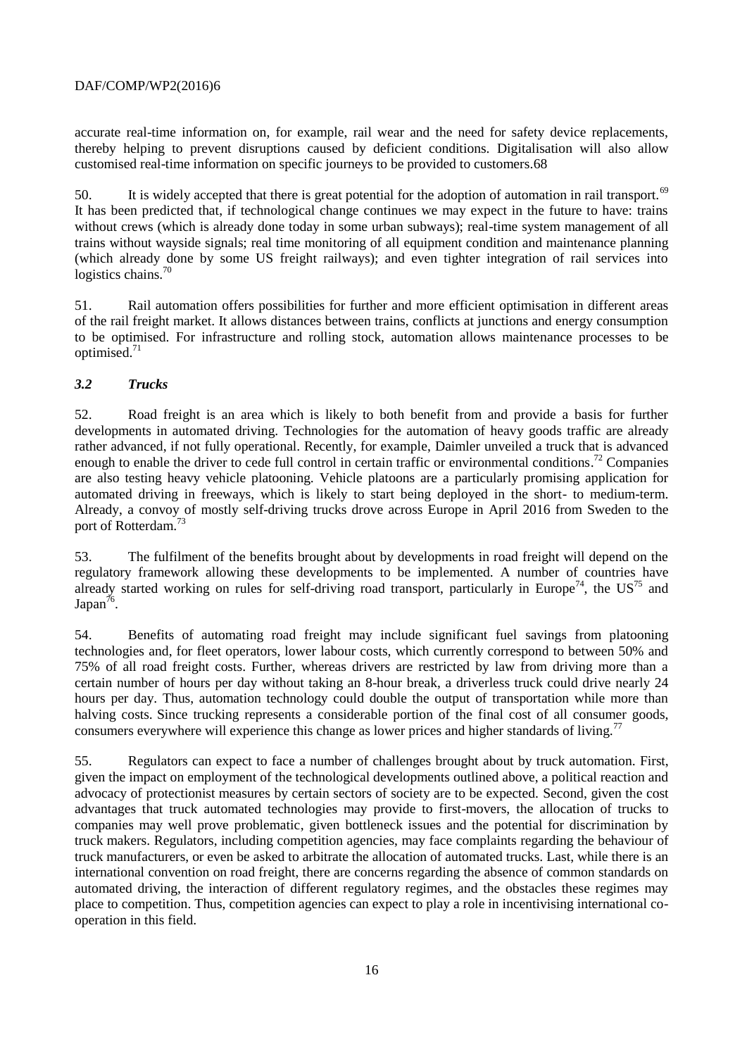accurate real-time information on, for example, rail wear and the need for safety device replacements, thereby helping to prevent disruptions caused by deficient conditions. Digitalisation will also allow customised real-time information on specific journeys to be provided to customers.68

50. It is widely accepted that there is great potential for the adoption of automation in rail transport.[69] It has been predicted that, if technological change continues we may expect in the future to have: trains without crews (which is already done today in some urban subways); real-time system management of all trains without wayside signals; real time monitoring of all equipment condition and maintenance planning (which already done by some US freight railways); and even tighter integration of rail services into logistics chains.[70]

51. Rail automation offers possibilities for further and more efficient optimisation in different areas of the rail freight market. It allows distances between trains, conflicts at junctions and energy consumption to be optimised. For infrastructure and rolling stock, automation allows maintenance processes to be optimised.[71]

### *3.2 Trucks*

52. Road freight is an area which is likely to both benefit from and provide a basis for further developments in automated driving. Technologies for the automation of heavy goods traffic are already rather advanced, if not fully operational. Recently, for example, Daimler unveiled a truck that is advanced enough to enable the driver to cede full control in certain traffic or environmental conditions.[72] Companies are also testing heavy vehicle platooning. Vehicle platoons are a particularly promising application for automated driving in freeways, which is likely to start being deployed in the short- to medium-term. Already, a convoy of mostly self-driving trucks drove across Europe in April 2016 from Sweden to the port of Rotterdam.[73]

53. The fulfilment of the benefits brought about by developments in road freight will depend on the regulatory framework allowing these developments to be implemented. A number of countries have already started working on rules for self-driving road transport, particularly in Europe[74], the US[75] and Japan[76].

54. Benefits of automating road freight may include significant fuel savings from platooning technologies and, for fleet operators, lower labour costs, which currently correspond to between 50% and 75% of all road freight costs. Further, whereas drivers are restricted by law from driving more than a certain number of hours per day without taking an 8-hour break, a driverless truck could drive nearly 24 hours per day. Thus, automation technology could double the output of transportation while more than halving costs. Since trucking represents a considerable portion of the final cost of all consumer goods, consumers everywhere will experience this change as lower prices and higher standards of living.[77]

55. Regulators can expect to face a number of challenges brought about by truck automation. First, given the impact on employment of the technological developments outlined above, a political reaction and advocacy of protectionist measures by certain sectors of society are to be expected. Second, given the cost advantages that truck automated technologies may provide to first-movers, the allocation of trucks to companies may well prove problematic, given bottleneck issues and the potential for discrimination by truck makers. Regulators, including competition agencies, may face complaints regarding the behaviour of truck manufacturers, or even be asked to arbitrate the allocation of automated trucks. Last, while there is an international convention on road freight, there are concerns regarding the absence of common standards on automated driving, the interaction of different regulatory regimes, and the obstacles these regimes may place to competition. Thus, competition agencies can expect to play a role in incentivising international co-operation in this field.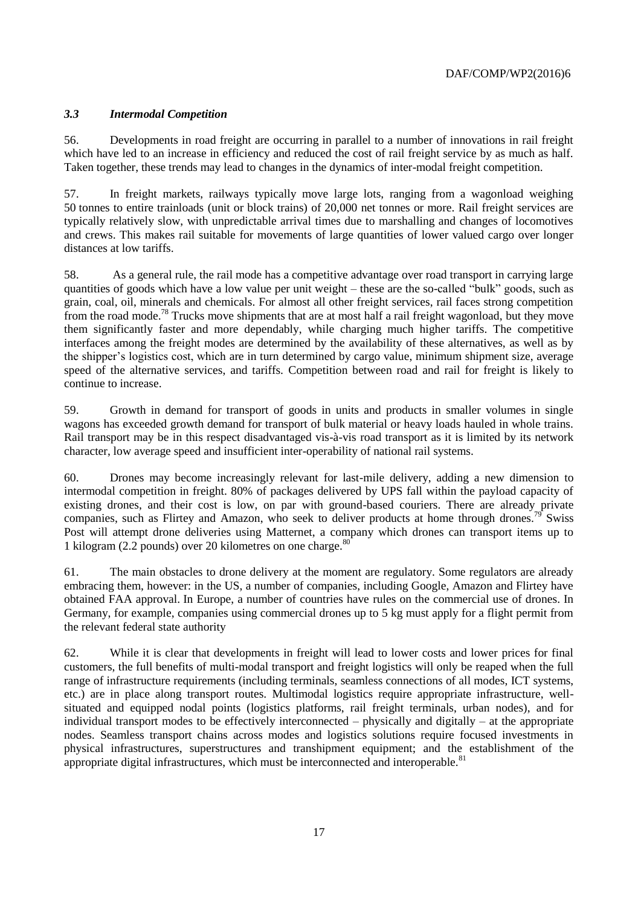### *3.3 Intermodal Competition*

56. Developments in road freight are occurring in parallel to a number of innovations in rail freight which have led to an increase in efficiency and reduced the cost of rail freight service by as much as half. Taken together, these trends may lead to changes in the dynamics of inter-modal freight competition.

57. In freight markets, railways typically move large lots, ranging from a wagonload weighing 50 tonnes to entire trainloads (unit or block trains) of 20,000 net tonnes or more. Rail freight services are typically relatively slow, with unpredictable arrival times due to marshalling and changes of locomotives and crews. This makes rail suitable for movements of large quantities of lower valued cargo over longer distances at low tariffs.

58. As a general rule, the rail mode has a competitive advantage over road transport in carrying large quantities of goods which have a low value per unit weight – these are the so-called "bulk" goods, such as grain, coal, oil, minerals and chemicals. For almost all other freight services, rail faces strong competition from the road mode.[78] Trucks move shipments that are at most half a rail freight wagonload, but they move them significantly faster and more dependably, while charging much higher tariffs. The competitive interfaces among the freight modes are determined by the availability of these alternatives, as well as by the shipper's logistics cost, which are in turn determined by cargo value, minimum shipment size, average speed of the alternative services, and tariffs. Competition between road and rail for freight is likely to continue to increase.

59. Growth in demand for transport of goods in units and products in smaller volumes in single wagons has exceeded growth demand for transport of bulk material or heavy loads hauled in whole trains. Rail transport may be in this respect disadvantaged vis-à-vis road transport as it is limited by its network character, low average speed and insufficient inter-operability of national rail systems.

60. Drones may become increasingly relevant for last-mile delivery, adding a new dimension to intermodal competition in freight. 80% of packages delivered by UPS fall within the payload capacity of existing drones, and their cost is low, on par with ground-based couriers. There are already private companies, such as Flirtey and Amazon, who seek to deliver products at home through drones.[79] Swiss Post will attempt drone deliveries using Matternet, a company which drones can transport items up to 1 kilogram (2.2 pounds) over 20 kilometres on one charge.[80]

61. The main obstacles to drone delivery at the moment are regulatory. Some regulators are already embracing them, however: in the US, a number of companies, including Google, Amazon and Flirtey have obtained FAA approval. In Europe, a number of countries have rules on the commercial use of drones. In Germany, for example, companies using commercial drones up to 5 kg must apply for a flight permit from the relevant federal state authority

62. While it is clear that developments in freight will lead to lower costs and lower prices for final customers, the full benefits of multi-modal transport and freight logistics will only be reaped when the full range of infrastructure requirements (including terminals, seamless connections of all modes, ICT systems, etc.) are in place along transport routes. Multimodal logistics require appropriate infrastructure, well-situated and equipped nodal points (logistics platforms, rail freight terminals, urban nodes), and for individual transport modes to be effectively interconnected – physically and digitally – at the appropriate nodes. Seamless transport chains across modes and logistics solutions require focused investments in physical infrastructures, superstructures and transhipment equipment; and the establishment of the appropriate digital infrastructures, which must be interconnected and interoperable.[81]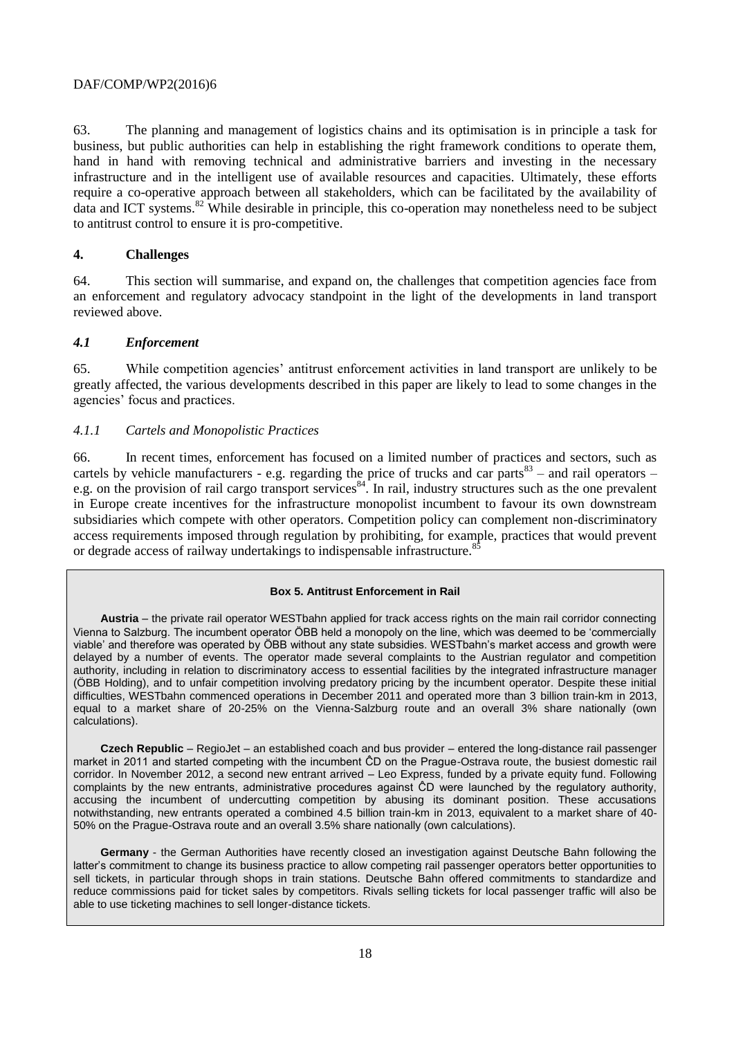63. The planning and management of logistics chains and its optimisation is in principle a task for business, but public authorities can help in establishing the right framework conditions to operate them, hand in hand with removing technical and administrative barriers and investing in the necessary infrastructure and in the intelligent use of available resources and capacities. Ultimately, these efforts require a co-operative approach between all stakeholders, which can be facilitated by the availability of data and ICT systems.[82] While desirable in principle, this co-operation may nonetheless need to be subject to antitrust control to ensure it is pro-competitive.

## 4. Challenges

64. This section will summarise, and expand on, the challenges that competition agencies face from an enforcement and regulatory advocacy standpoint in the light of the developments in land transport reviewed above.

### *4.1 Enforcement*

65. While competition agencies' antitrust enforcement activities in land transport are unlikely to be greatly affected, the various developments described in this paper are likely to lead to some changes in the agencies' focus and practices.

#### *4.1.1 Cartels and Monopolistic Practices*

66. In recent times, enforcement has focused on a limited number of practices and sectors, such as cartels by vehicle manufacturers - e.g. regarding the price of trucks and car parts[83] – and rail operators – e.g. on the provision of rail cargo transport services[84]. In rail, industry structures such as the one prevalent in Europe create incentives for the infrastructure monopolist incumbent to favour its own downstream subsidiaries which compete with other operators. Competition policy can complement non-discriminatory access requirements imposed through regulation by prohibiting, for example, practices that would prevent or degrade access of railway undertakings to indispensable infrastructure.[85]

**Box 5. Antitrust Enforcement in Rail**

**Austria** – the private rail operator WESTbahn applied for track access rights on the main rail corridor connecting Vienna to Salzburg. The incumbent operator ÖBB held a monopoly on the line, which was deemed to be 'commercially viable' and therefore was operated by ÖBB without any state subsidies. WESTbahn's market access and growth were delayed by a number of events. The operator made several complaints to the Austrian regulator and competition authority, including in relation to discriminatory access to essential facilities by the integrated infrastructure manager (ÖBB Holding), and to unfair competition involving predatory pricing by the incumbent operator. Despite these initial difficulties, WESTbahn commenced operations in December 2011 and operated more than 3 billion train-km in 2013, equal to a market share of 20-25% on the Vienna-Salzburg route and an overall 3% share nationally (own calculations).

**Czech Republic** – RegioJet – an established coach and bus provider – entered the long-distance rail passenger market in 2011 and started competing with the incumbent ČD on the Prague-Ostrava route, the busiest domestic rail corridor. In November 2012, a second new entrant arrived – Leo Express, funded by a private equity fund. Following complaints by the new entrants, administrative procedures against ČD were launched by the regulatory authority, accusing the incumbent of undercutting competition by abusing its dominant position. These accusations notwithstanding, new entrants operated a combined 4.5 billion train-km in 2013, equivalent to a market share of 40-50% on the Prague-Ostrava route and an overall 3.5% share nationally (own calculations).

**Germany** - the German Authorities have recently closed an investigation against Deutsche Bahn following the latter's commitment to change its business practice to allow competing rail passenger operators better opportunities to sell tickets, in particular through shops in train stations. Deutsche Bahn offered commitments to standardize and reduce commissions paid for ticket sales by competitors. Rivals selling tickets for local passenger traffic will also be able to use ticketing machines to sell longer-distance tickets.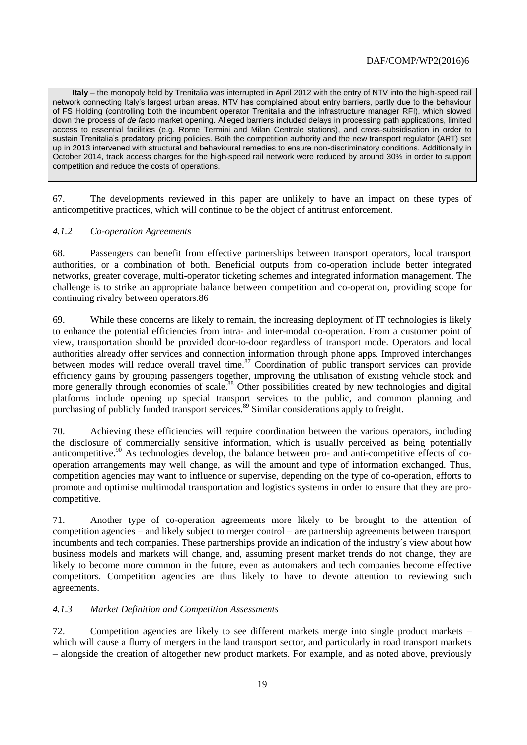**Italy** – the monopoly held by Trenitalia was interrupted in April 2012 with the entry of NTV into the high-speed rail network connecting Italy's largest urban areas. NTV has complained about entry barriers, partly due to the behaviour of FS Holding (controlling both the incumbent operator Trenitalia and the infrastructure manager RFI), which slowed down the process of *de facto* market opening. Alleged barriers included delays in processing path applications, limited access to essential facilities (e.g. Rome Termini and Milan Centrale stations), and cross-subsidisation in order to sustain Trenitalia's predatory pricing policies. Both the competition authority and the new transport regulator (ART) set up in 2013 intervened with structural and behavioural remedies to ensure non-discriminatory conditions. Additionally in October 2014, track access charges for the high-speed rail network were reduced by around 30% in order to support competition and reduce the costs of operations.

67. The developments reviewed in this paper are unlikely to have an impact on these types of anticompetitive practices, which will continue to be the object of antitrust enforcement.

### *4.1.2 Co-operation Agreements*

68. Passengers can benefit from effective partnerships between transport operators, local transport authorities, or a combination of both. Beneficial outputs from co-operation include better integrated networks, greater coverage, multi-operator ticketing schemes and integrated information management. The challenge is to strike an appropriate balance between competition and co-operation, providing scope for continuing rivalry between operators.86

69. While these concerns are likely to remain, the increasing deployment of IT technologies is likely to enhance the potential efficiencies from intra- and inter-modal co-operation. From a customer point of view, transportation should be provided door-to-door regardless of transport mode. Operators and local authorities already offer services and connection information through phone apps. Improved interchanges between modes will reduce overall travel time.[87] Coordination of public transport services can provide efficiency gains by grouping passengers together, improving the utilisation of existing vehicle stock and more generally through economies of scale.[88] Other possibilities created by new technologies and digital platforms include opening up special transport services to the public, and common planning and purchasing of publicly funded transport services.[89] Similar considerations apply to freight.

70. Achieving these efficiencies will require coordination between the various operators, including the disclosure of commercially sensitive information, which is usually perceived as being potentially anticompetitive.[90] As technologies develop, the balance between pro- and anti-competitive effects of co-operation arrangements may well change, as will the amount and type of information exchanged. Thus, competition agencies may want to influence or supervise, depending on the type of co-operation, efforts to promote and optimise multimodal transportation and logistics systems in order to ensure that they are pro-competitive.

71. Another type of co-operation agreements more likely to be brought to the attention of competition agencies – and likely subject to merger control – are partnership agreements between transport incumbents and tech companies. These partnerships provide an indication of the industry´s view about how business models and markets will change, and, assuming present market trends do not change, they are likely to become more common in the future, even as automakers and tech companies become effective competitors. Competition agencies are thus likely to have to devote attention to reviewing such agreements.

### *4.1.3 Market Definition and Competition Assessments*

72. Competition agencies are likely to see different markets merge into single product markets – which will cause a flurry of mergers in the land transport sector, and particularly in road transport markets – alongside the creation of altogether new product markets. For example, and as noted above, previously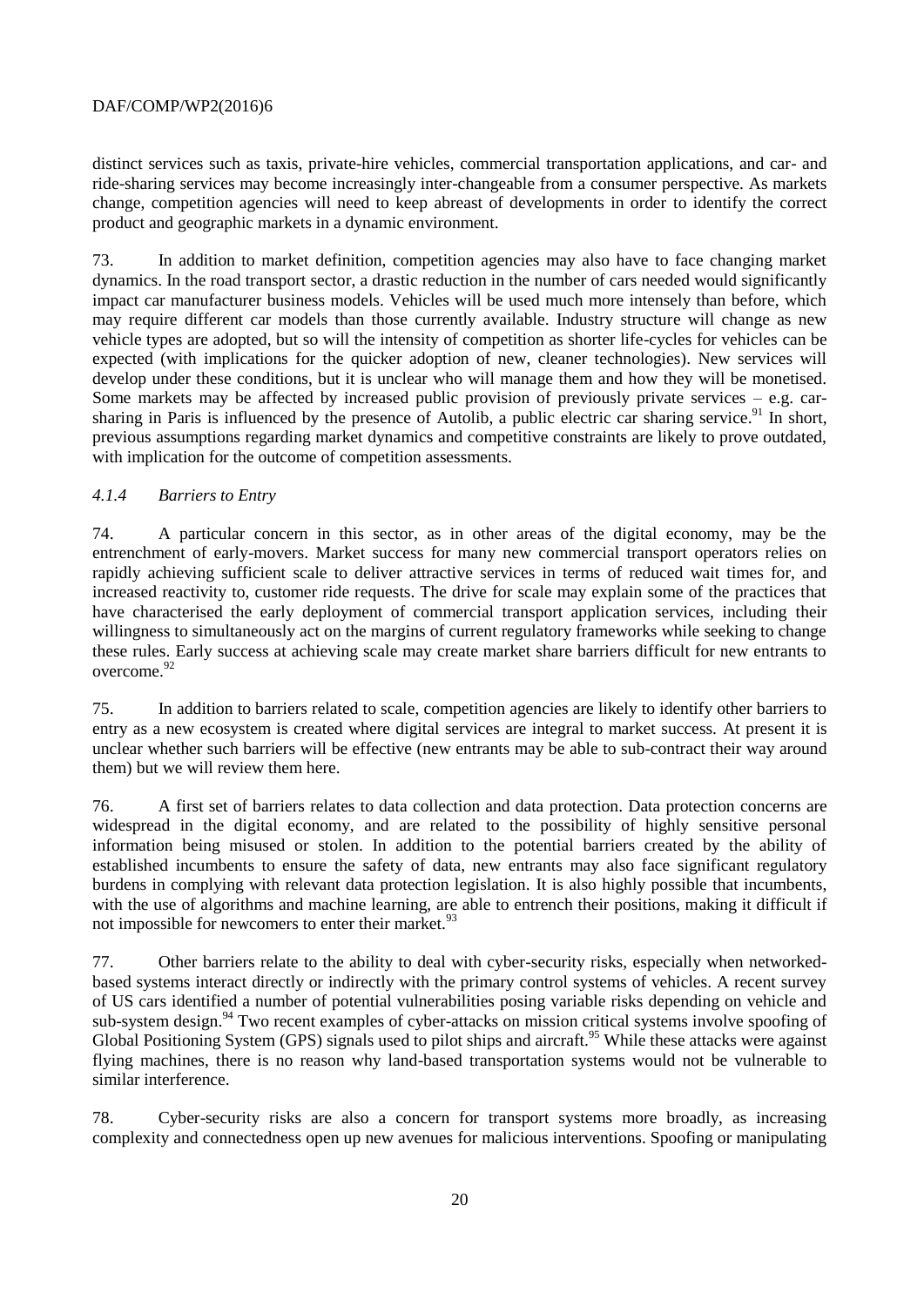distinct services such as taxis, private-hire vehicles, commercial transportation applications, and car- and ride-sharing services may become increasingly inter-changeable from a consumer perspective. As markets change, competition agencies will need to keep abreast of developments in order to identify the correct product and geographic markets in a dynamic environment.

73. In addition to market definition, competition agencies may also have to face changing market dynamics. In the road transport sector, a drastic reduction in the number of cars needed would significantly impact car manufacturer business models. Vehicles will be used much more intensely than before, which may require different car models than those currently available. Industry structure will change as new vehicle types are adopted, but so will the intensity of competition as shorter life-cycles for vehicles can be expected (with implications for the quicker adoption of new, cleaner technologies). New services will develop under these conditions, but it is unclear who will manage them and how they will be monetised. Some markets may be affected by increased public provision of previously private services – e.g. car-sharing in Paris is influenced by the presence of Autolib, a public electric car sharing service.[91] In short, previous assumptions regarding market dynamics and competitive constraints are likely to prove outdated, with implication for the outcome of competition assessments.

### *4.1.4 Barriers to Entry*

74. A particular concern in this sector, as in other areas of the digital economy, may be the entrenchment of early-movers. Market success for many new commercial transport operators relies on rapidly achieving sufficient scale to deliver attractive services in terms of reduced wait times for, and increased reactivity to, customer ride requests. The drive for scale may explain some of the practices that have characterised the early deployment of commercial transport application services, including their willingness to simultaneously act on the margins of current regulatory frameworks while seeking to change these rules. Early success at achieving scale may create market share barriers difficult for new entrants to overcome.[92]

75. In addition to barriers related to scale, competition agencies are likely to identify other barriers to entry as a new ecosystem is created where digital services are integral to market success. At present it is unclear whether such barriers will be effective (new entrants may be able to sub-contract their way around them) but we will review them here.

76. A first set of barriers relates to data collection and data protection. Data protection concerns are widespread in the digital economy, and are related to the possibility of highly sensitive personal information being misused or stolen. In addition to the potential barriers created by the ability of established incumbents to ensure the safety of data, new entrants may also face significant regulatory burdens in complying with relevant data protection legislation. It is also highly possible that incumbents, with the use of algorithms and machine learning, are able to entrench their positions, making it difficult if not impossible for newcomers to enter their market.[93]

77. Other barriers relate to the ability to deal with cyber-security risks, especially when networked-based systems interact directly or indirectly with the primary control systems of vehicles. A recent survey of US cars identified a number of potential vulnerabilities posing variable risks depending on vehicle and sub-system design.[94] Two recent examples of cyber-attacks on mission critical systems involve spoofing of Global Positioning System (GPS) signals used to pilot ships and aircraft.[95] While these attacks were against flying machines, there is no reason why land-based transportation systems would not be vulnerable to similar interference.

78. Cyber-security risks are also a concern for transport systems more broadly, as increasing complexity and connectedness open up new avenues for malicious interventions. Spoofing or manipulating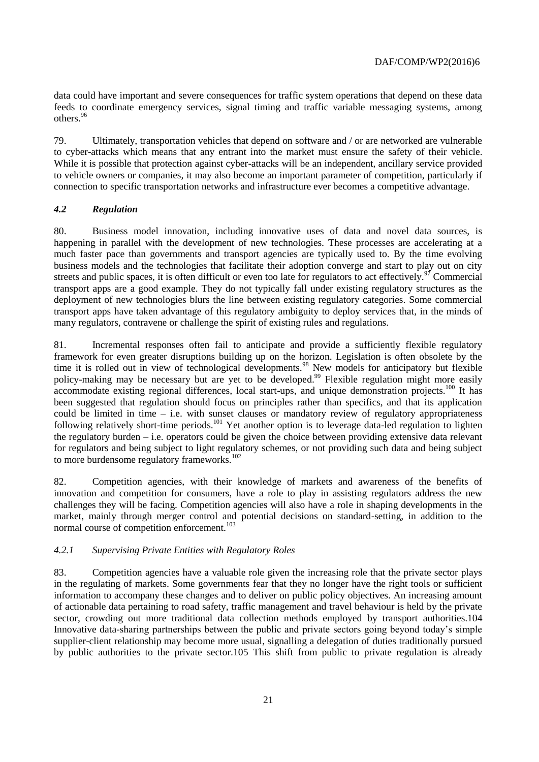data could have important and severe consequences for traffic system operations that depend on these data feeds to coordinate emergency services, signal timing and traffic variable messaging systems, among others.[96]

79. Ultimately, transportation vehicles that depend on software and / or are networked are vulnerable to cyber-attacks which means that any entrant into the market must ensure the safety of their vehicle. While it is possible that protection against cyber-attacks will be an independent, ancillary service provided to vehicle owners or companies, it may also become an important parameter of competition, particularly if connection to specific transportation networks and infrastructure ever becomes a competitive advantage.

### *4.2 Regulation*

80. Business model innovation, including innovative uses of data and novel data sources, is happening in parallel with the development of new technologies. These processes are accelerating at a much faster pace than governments and transport agencies are typically used to. By the time evolving business models and the technologies that facilitate their adoption converge and start to play out on city streets and public spaces, it is often difficult or even too late for regulators to act effectively.[97] Commercial transport apps are a good example. They do not typically fall under existing regulatory structures as the deployment of new technologies blurs the line between existing regulatory categories. Some commercial transport apps have taken advantage of this regulatory ambiguity to deploy services that, in the minds of many regulators, contravene or challenge the spirit of existing rules and regulations.

81. Incremental responses often fail to anticipate and provide a sufficiently flexible regulatory framework for even greater disruptions building up on the horizon. Legislation is often obsolete by the time it is rolled out in view of technological developments.[98] New models for anticipatory but flexible policy-making may be necessary but are yet to be developed.[99] Flexible regulation might more easily accommodate existing regional differences, local start-ups, and unique demonstration projects.[100] It has been suggested that regulation should focus on principles rather than specifics, and that its application could be limited in time – i.e. with sunset clauses or mandatory review of regulatory appropriateness following relatively short-time periods.[101] Yet another option is to leverage data-led regulation to lighten the regulatory burden – i.e. operators could be given the choice between providing extensive data relevant for regulators and being subject to light regulatory schemes, or not providing such data and being subject to more burdensome regulatory frameworks.[102]

82. Competition agencies, with their knowledge of markets and awareness of the benefits of innovation and competition for consumers, have a role to play in assisting regulators address the new challenges they will be facing. Competition agencies will also have a role in shaping developments in the market, mainly through merger control and potential decisions on standard-setting, in addition to the normal course of competition enforcement.[103]

#### *4.2.1 Supervising Private Entities with Regulatory Roles*

83. Competition agencies have a valuable role given the increasing role that the private sector plays in the regulating of markets. Some governments fear that they no longer have the right tools or sufficient information to accompany these changes and to deliver on public policy objectives. An increasing amount of actionable data pertaining to road safety, traffic management and travel behaviour is held by the private sector, crowding out more traditional data collection methods employed by transport authorities.104 Innovative data-sharing partnerships between the public and private sectors going beyond today's simple supplier-client relationship may become more usual, signalling a delegation of duties traditionally pursued by public authorities to the private sector.105 This shift from public to private regulation is already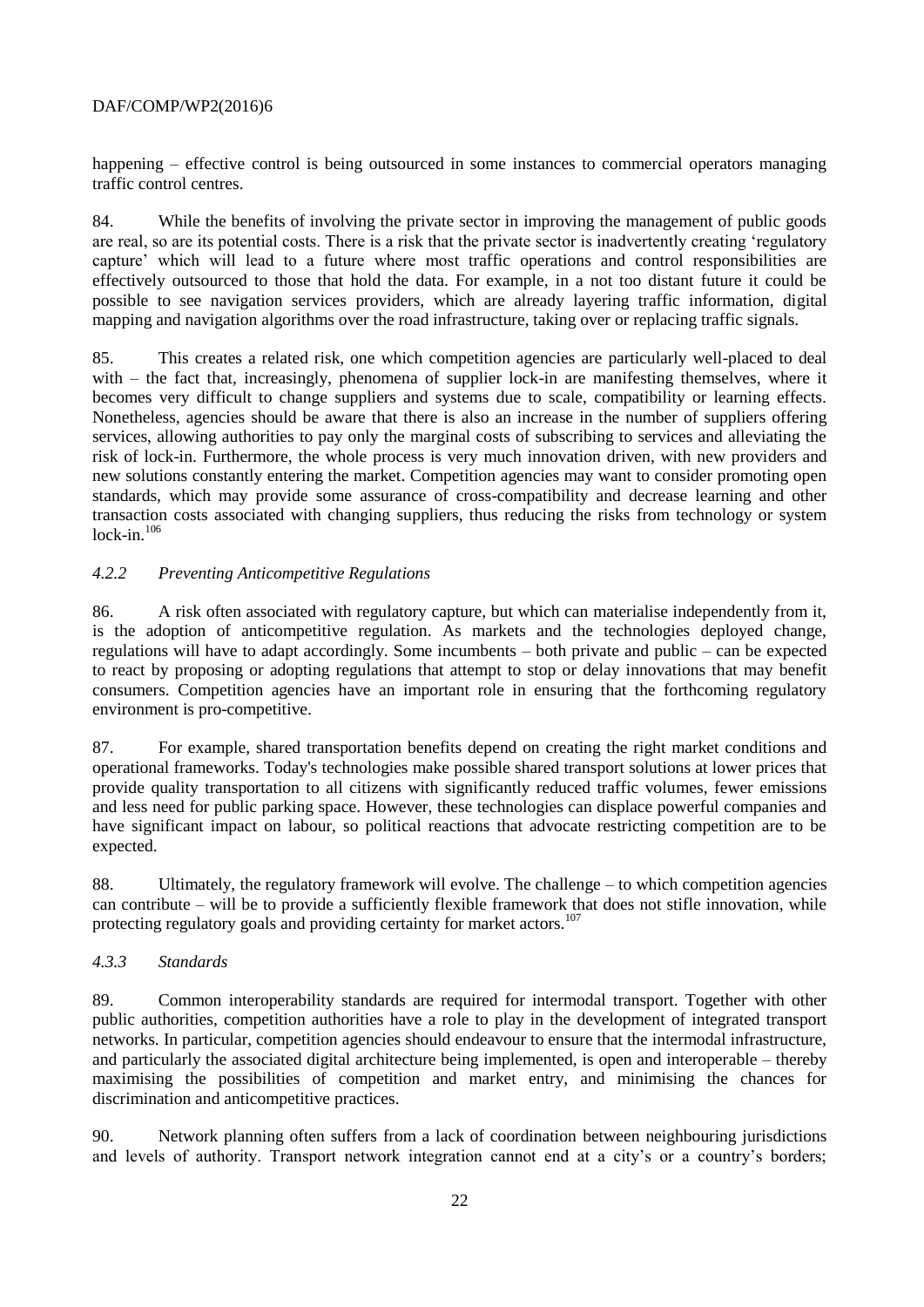happening – effective control is being outsourced in some instances to commercial operators managing traffic control centres.

84. While the benefits of involving the private sector in improving the management of public goods are real, so are its potential costs. There is a risk that the private sector is inadvertently creating 'regulatory capture' which will lead to a future where most traffic operations and control responsibilities are effectively outsourced to those that hold the data. For example, in a not too distant future it could be possible to see navigation services providers, which are already layering traffic information, digital mapping and navigation algorithms over the road infrastructure, taking over or replacing traffic signals.

85. This creates a related risk, one which competition agencies are particularly well-placed to deal with – the fact that, increasingly, phenomena of supplier lock-in are manifesting themselves, where it becomes very difficult to change suppliers and systems due to scale, compatibility or learning effects. Nonetheless, agencies should be aware that there is also an increase in the number of suppliers offering services, allowing authorities to pay only the marginal costs of subscribing to services and alleviating the risk of lock-in. Furthermore, the whole process is very much innovation driven, with new providers and new solutions constantly entering the market. Competition agencies may want to consider promoting open standards, which may provide some assurance of cross-compatibility and decrease learning and other transaction costs associated with changing suppliers, thus reducing the risks from technology or system lock-in.[106]

### *4.2.2 Preventing Anticompetitive Regulations*

86. A risk often associated with regulatory capture, but which can materialise independently from it, is the adoption of anticompetitive regulation. As markets and the technologies deployed change, regulations will have to adapt accordingly. Some incumbents – both private and public – can be expected to react by proposing or adopting regulations that attempt to stop or delay innovations that may benefit consumers. Competition agencies have an important role in ensuring that the forthcoming regulatory environment is pro-competitive.

87. For example, shared transportation benefits depend on creating the right market conditions and operational frameworks. Today's technologies make possible shared transport solutions at lower prices that provide quality transportation to all citizens with significantly reduced traffic volumes, fewer emissions and less need for public parking space. However, these technologies can displace powerful companies and have significant impact on labour, so political reactions that advocate restricting competition are to be expected.

88. Ultimately, the regulatory framework will evolve. The challenge – to which competition agencies can contribute – will be to provide a sufficiently flexible framework that does not stifle innovation, while protecting regulatory goals and providing certainty for market actors.[107]

### *4.3.3 Standards*

89. Common interoperability standards are required for intermodal transport. Together with other public authorities, competition authorities have a role to play in the development of integrated transport networks. In particular, competition agencies should endeavour to ensure that the intermodal infrastructure, and particularly the associated digital architecture being implemented, is open and interoperable – thereby maximising the possibilities of competition and market entry, and minimising the chances for discrimination and anticompetitive practices.

90. Network planning often suffers from a lack of coordination between neighbouring jurisdictions and levels of authority. Transport network integration cannot end at a city's or a country's borders;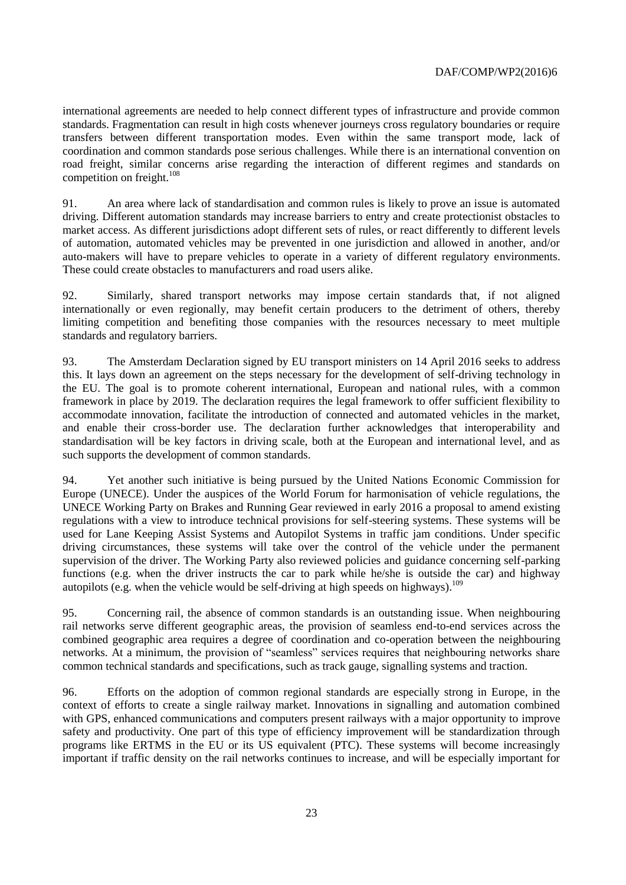international agreements are needed to help connect different types of infrastructure and provide common standards. Fragmentation can result in high costs whenever journeys cross regulatory boundaries or require transfers between different transportation modes. Even within the same transport mode, lack of coordination and common standards pose serious challenges. While there is an international convention on road freight, similar concerns arise regarding the interaction of different regimes and standards on competition on freight.[108]

91. An area where lack of standardisation and common rules is likely to prove an issue is automated driving. Different automation standards may increase barriers to entry and create protectionist obstacles to market access. As different jurisdictions adopt different sets of rules, or react differently to different levels of automation, automated vehicles may be prevented in one jurisdiction and allowed in another, and/or auto-makers will have to prepare vehicles to operate in a variety of different regulatory environments. These could create obstacles to manufacturers and road users alike.

92. Similarly, shared transport networks may impose certain standards that, if not aligned internationally or even regionally, may benefit certain producers to the detriment of others, thereby limiting competition and benefiting those companies with the resources necessary to meet multiple standards and regulatory barriers.

93. The Amsterdam Declaration signed by EU transport ministers on 14 April 2016 seeks to address this. It lays down an agreement on the steps necessary for the development of self-driving technology in the EU. The goal is to promote coherent international, European and national rules, with a common framework in place by 2019. The declaration requires the legal framework to offer sufficient flexibility to accommodate innovation, facilitate the introduction of connected and automated vehicles in the market, and enable their cross-border use. The declaration further acknowledges that interoperability and standardisation will be key factors in driving scale, both at the European and international level, and as such supports the development of common standards.

94. Yet another such initiative is being pursued by the United Nations Economic Commission for Europe (UNECE). Under the auspices of the World Forum for harmonisation of vehicle regulations, the UNECE Working Party on Brakes and Running Gear reviewed in early 2016 a proposal to amend existing regulations with a view to introduce technical provisions for self-steering systems. These systems will be used for Lane Keeping Assist Systems and Autopilot Systems in traffic jam conditions. Under specific driving circumstances, these systems will take over the control of the vehicle under the permanent supervision of the driver. The Working Party also reviewed policies and guidance concerning self-parking functions (e.g. when the driver instructs the car to park while he/she is outside the car) and highway autopilots (e.g. when the vehicle would be self-driving at high speeds on highways).[109]

95. Concerning rail, the absence of common standards is an outstanding issue. When neighbouring rail networks serve different geographic areas, the provision of seamless end-to-end services across the combined geographic area requires a degree of coordination and co-operation between the neighbouring networks. At a minimum, the provision of "seamless" services requires that neighbouring networks share common technical standards and specifications, such as track gauge, signalling systems and traction.

96. Efforts on the adoption of common regional standards are especially strong in Europe, in the context of efforts to create a single railway market. Innovations in signalling and automation combined with GPS, enhanced communications and computers present railways with a major opportunity to improve safety and productivity. One part of this type of efficiency improvement will be standardization through programs like ERTMS in the EU or its US equivalent (PTC). These systems will become increasingly important if traffic density on the rail networks continues to increase, and will be especially important for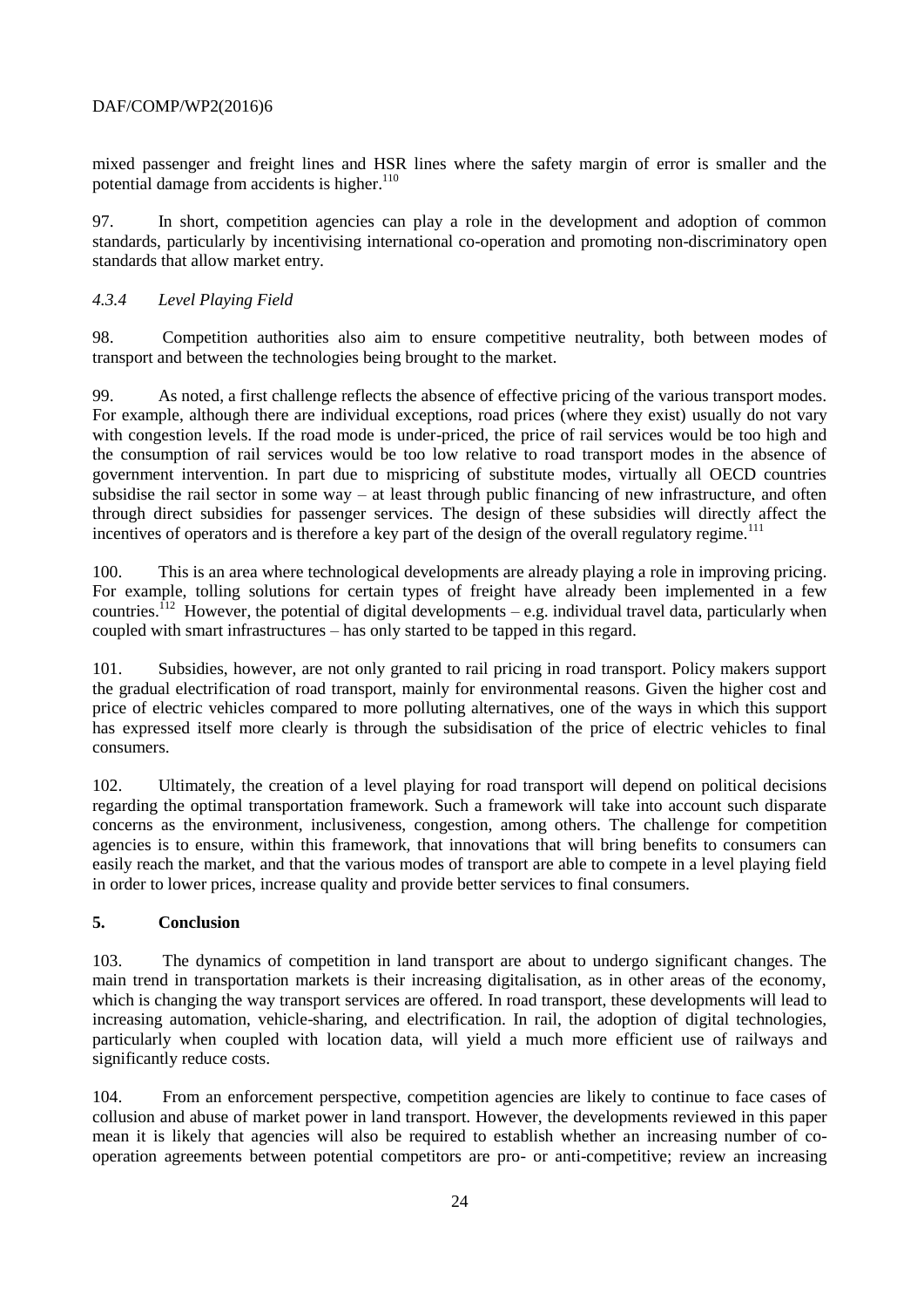mixed passenger and freight lines and HSR lines where the safety margin of error is smaller and the potential damage from accidents is higher.[110]

97. In short, competition agencies can play a role in the development and adoption of common standards, particularly by incentivising international co-operation and promoting non-discriminatory open standards that allow market entry.

### *4.3.4 Level Playing Field*

98. Competition authorities also aim to ensure competitive neutrality, both between modes of transport and between the technologies being brought to the market.

99. As noted, a first challenge reflects the absence of effective pricing of the various transport modes. For example, although there are individual exceptions, road prices (where they exist) usually do not vary with congestion levels. If the road mode is under-priced, the price of rail services would be too high and the consumption of rail services would be too low relative to road transport modes in the absence of government intervention. In part due to mispricing of substitute modes, virtually all OECD countries subsidise the rail sector in some way – at least through public financing of new infrastructure, and often through direct subsidies for passenger services. The design of these subsidies will directly affect the incentives of operators and is therefore a key part of the design of the overall regulatory regime.[111]

100. This is an area where technological developments are already playing a role in improving pricing. For example, tolling solutions for certain types of freight have already been implemented in a few countries.[112] However, the potential of digital developments – e.g. individual travel data, particularly when coupled with smart infrastructures – has only started to be tapped in this regard.

101. Subsidies, however, are not only granted to rail pricing in road transport. Policy makers support the gradual electrification of road transport, mainly for environmental reasons. Given the higher cost and price of electric vehicles compared to more polluting alternatives, one of the ways in which this support has expressed itself more clearly is through the subsidisation of the price of electric vehicles to final consumers.

102. Ultimately, the creation of a level playing for road transport will depend on political decisions regarding the optimal transportation framework. Such a framework will take into account such disparate concerns as the environment, inclusiveness, congestion, among others. The challenge for competition agencies is to ensure, within this framework, that innovations that will bring benefits to consumers can easily reach the market, and that the various modes of transport are able to compete in a level playing field in order to lower prices, increase quality and provide better services to final consumers.

## **5. Conclusion**

103. The dynamics of competition in land transport are about to undergo significant changes. The main trend in transportation markets is their increasing digitalisation, as in other areas of the economy, which is changing the way transport services are offered. In road transport, these developments will lead to increasing automation, vehicle-sharing, and electrification. In rail, the adoption of digital technologies, particularly when coupled with location data, will yield a much more efficient use of railways and significantly reduce costs.

104. From an enforcement perspective, competition agencies are likely to continue to face cases of collusion and abuse of market power in land transport. However, the developments reviewed in this paper mean it is likely that agencies will also be required to establish whether an increasing number of co-operation agreements between potential competitors are pro- or anti-competitive; review an increasing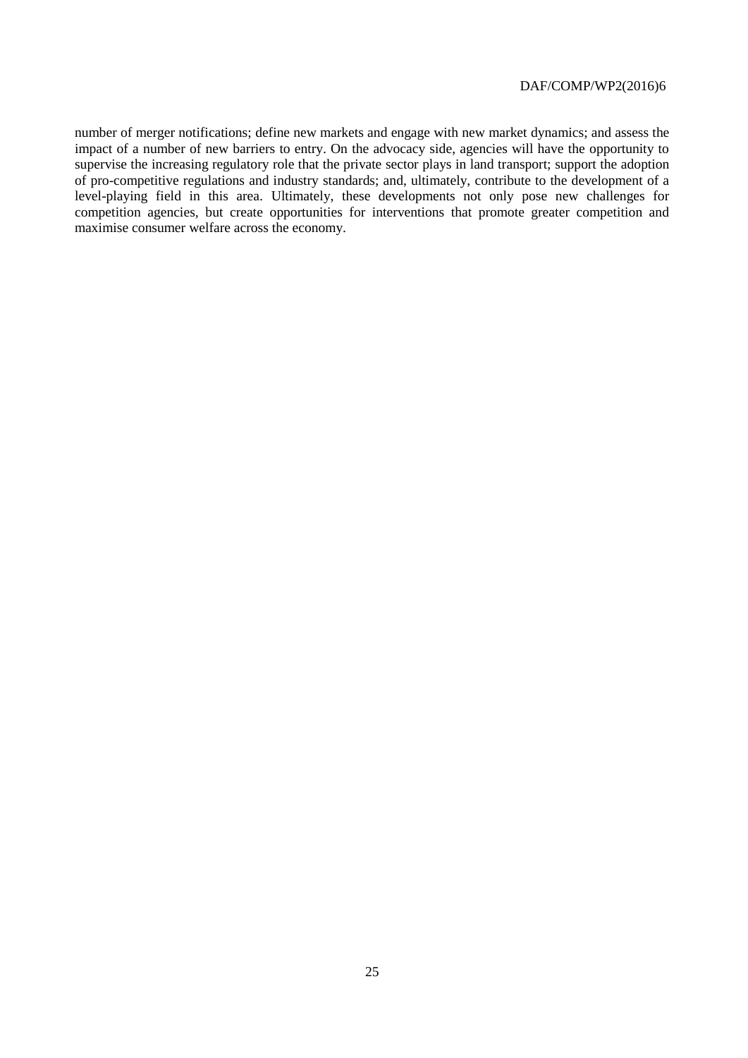number of merger notifications; define new markets and engage with new market dynamics; and assess the impact of a number of new barriers to entry. On the advocacy side, agencies will have the opportunity to supervise the increasing regulatory role that the private sector plays in land transport; support the adoption of pro-competitive regulations and industry standards; and, ultimately, contribute to the development of a level-playing field in this area. Ultimately, these developments not only pose new challenges for competition agencies, but create opportunities for interventions that promote greater competition and maximise consumer welfare across the economy.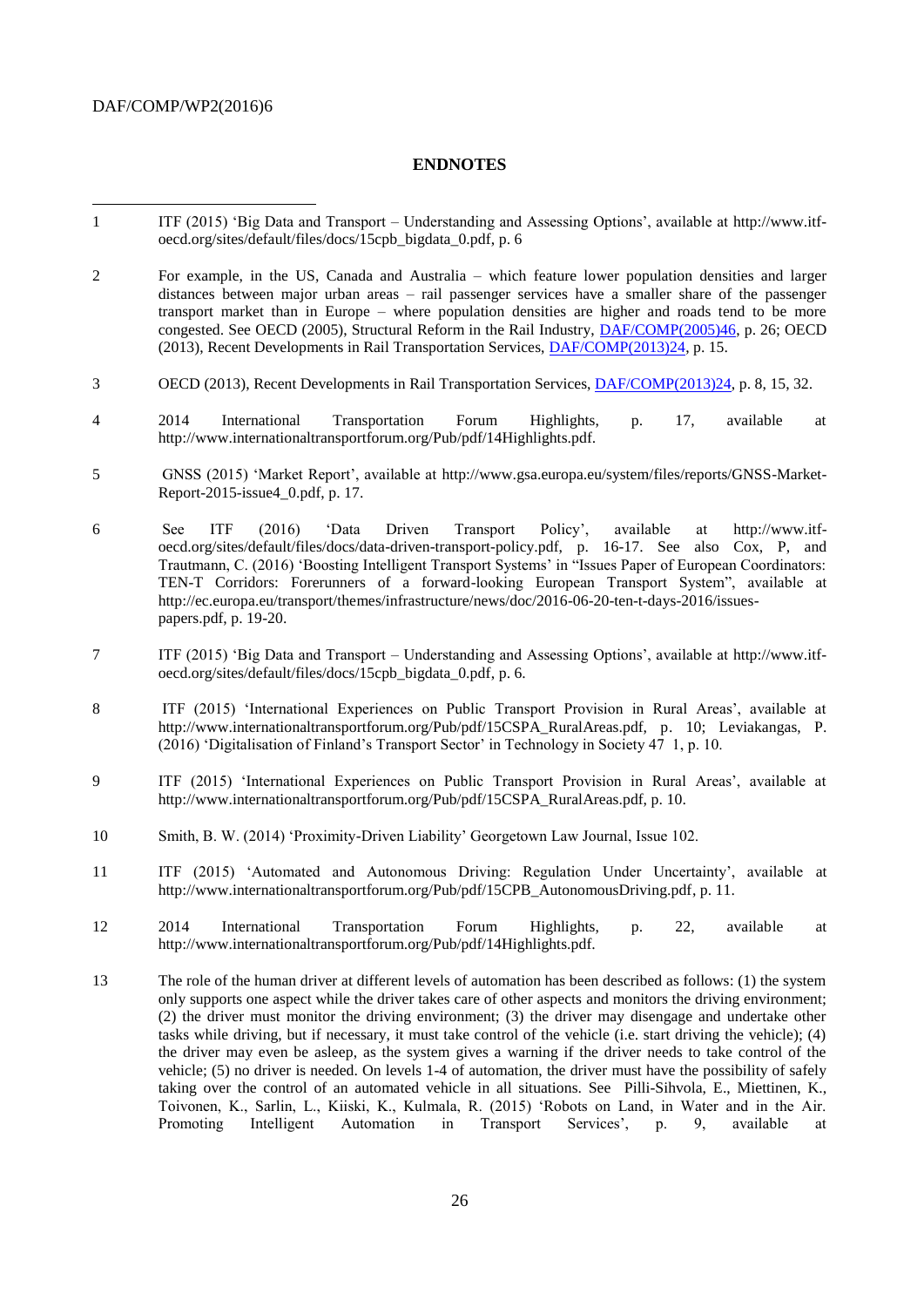## ENDNOTES

1 ITF (2015) 'Big Data and Transport – Understanding and Assessing Options', available at http://www.itf-oecd.org/sites/default/files/docs/15cpb_bigdata_0.pdf, p. 6

2 For example, in the US, Canada and Australia – which feature lower population densities and larger distances between major urban areas – rail passenger services have a smaller share of the passenger transport market than in Europe – where population densities are higher and roads tend to be more congested. See OECD (2005), Structural Reform in the Rail Industry, DAF/COMP(2005)46, p. 26; OECD (2013), Recent Developments in Rail Transportation Services, DAF/COMP(2013)24, p. 15.

3 OECD (2013), Recent Developments in Rail Transportation Services, DAF/COMP(2013)24, p. 8, 15, 32.

4 2014 International Transportation Forum Highlights, p. 17, available at http://www.internationaltransportforum.org/Pub/pdf/14Highlights.pdf.

5 GNSS (2015) 'Market Report', available at http://www.gsa.europa.eu/system/files/reports/GNSS-Market-Report-2015-issue4_0.pdf, p. 17.

6 See ITF (2016) 'Data Driven Transport Policy', available at http://www.itf-oecd.org/sites/default/files/docs/data-driven-transport-policy.pdf, p. 16-17. See also Cox, P, and Trautmann, C. (2016) 'Boosting Intelligent Transport Systems' in "Issues Paper of European Coordinators: TEN-T Corridors: Forerunners of a forward-looking European Transport System", available at http://ec.europa.eu/transport/themes/infrastructure/news/doc/2016-06-20-ten-t-days-2016/issues-papers.pdf, p. 19-20.

7 ITF (2015) 'Big Data and Transport – Understanding and Assessing Options', available at http://www.itf-oecd.org/sites/default/files/docs/15cpb_bigdata_0.pdf, p. 6.

8 ITF (2015) 'International Experiences on Public Transport Provision in Rural Areas', available at http://www.internationaltransportforum.org/Pub/pdf/15CSPA_RuralAreas.pdf, p. 10; Leviakangas, P. (2016) 'Digitalisation of Finland's Transport Sector' in Technology in Society 47 1, p. 10.

9 ITF (2015) 'International Experiences on Public Transport Provision in Rural Areas', available at http://www.internationaltransportforum.org/Pub/pdf/15CSPA_RuralAreas.pdf, p. 10.

10 Smith, B. W. (2014) 'Proximity-Driven Liability' Georgetown Law Journal, Issue 102.

11 ITF (2015) 'Automated and Autonomous Driving: Regulation Under Uncertainty', available at http://www.internationaltransportforum.org/Pub/pdf/15CPB_AutonomousDriving.pdf, p. 11.

12 2014 International Transportation Forum Highlights, p. 22, available at http://www.internationaltransportforum.org/Pub/pdf/14Highlights.pdf.

13 The role of the human driver at different levels of automation has been described as follows: (1) the system only supports one aspect while the driver takes care of other aspects and monitors the driving environment; (2) the driver must monitor the driving environment; (3) the driver may disengage and undertake other tasks while driving, but if necessary, it must take control of the vehicle (i.e. start driving the vehicle); (4) the driver may even be asleep, as the system gives a warning if the driver needs to take control of the vehicle; (5) no driver is needed. On levels 1-4 of automation, the driver must have the possibility of safely taking over the control of an automated vehicle in all situations. See Pilli-Sihvola, E., Miettinen, K., Toivonen, K., Sarlin, L., Kiiski, K., Kulmala, R. (2015) 'Robots on Land, in Water and in the Air. Promoting Intelligent Automation in Transport Services', p. 9, available at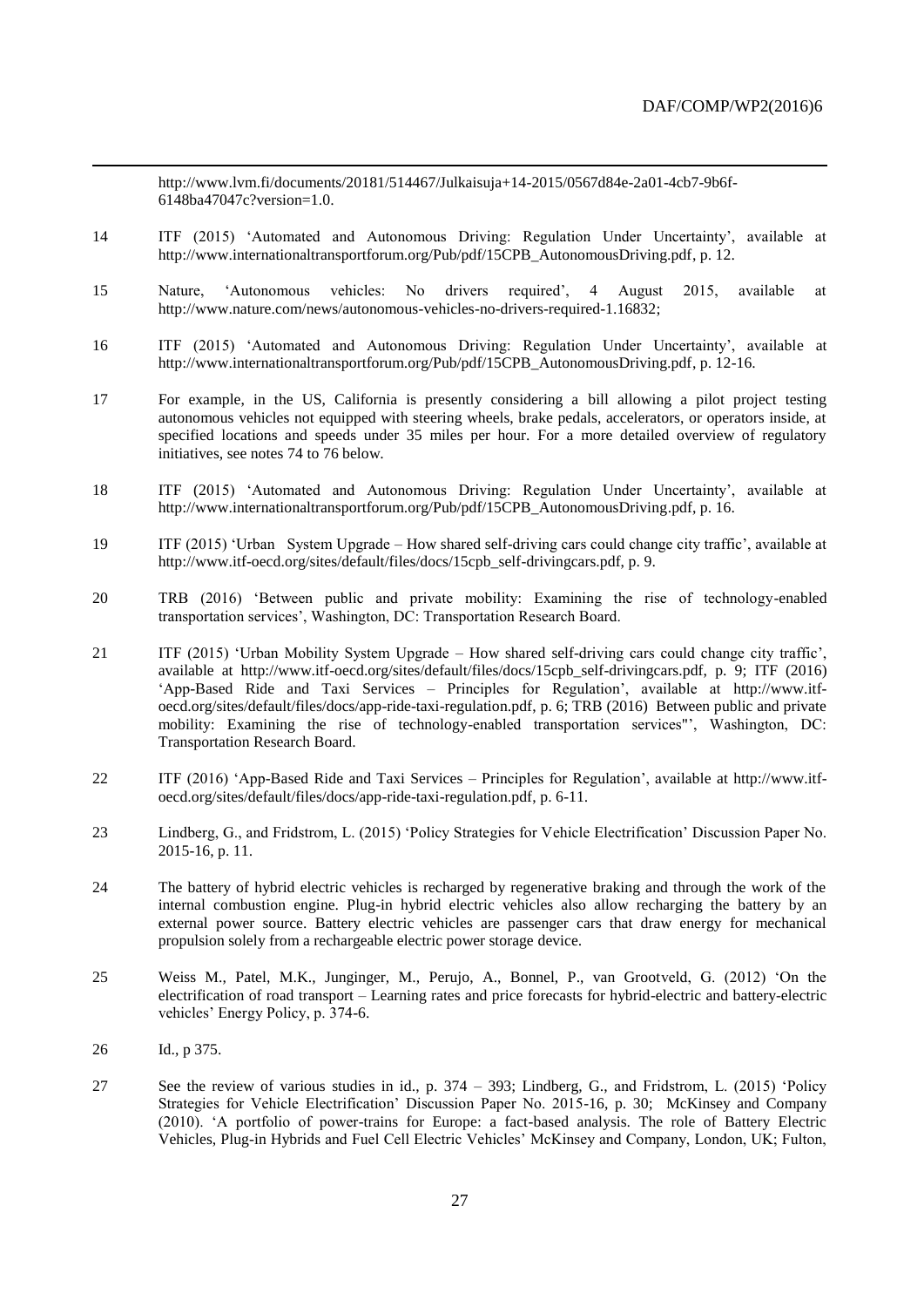http://www.lvm.fi/documents/20181/514467/Julkaisuja+14-2015/0567d84e-2a01-4cb7-9b6f-6148ba47047c?version=1.0.

14 ITF (2015) 'Automated and Autonomous Driving: Regulation Under Uncertainty', available at http://www.internationaltransportforum.org/Pub/pdf/15CPB_AutonomousDriving.pdf, p. 12.

15 Nature, 'Autonomous vehicles: No drivers required', 4 August 2015, available at http://www.nature.com/news/autonomous-vehicles-no-drivers-required-1.16832;

16 ITF (2015) 'Automated and Autonomous Driving: Regulation Under Uncertainty', available at http://www.internationaltransportforum.org/Pub/pdf/15CPB_AutonomousDriving.pdf, p. 12-16.

17 For example, in the US, California is presently considering a bill allowing a pilot project testing autonomous vehicles not equipped with steering wheels, brake pedals, accelerators, or operators inside, at specified locations and speeds under 35 miles per hour. For a more detailed overview of regulatory initiatives, see notes 74 to 76 below.

18 ITF (2015) 'Automated and Autonomous Driving: Regulation Under Uncertainty', available at http://www.internationaltransportforum.org/Pub/pdf/15CPB_AutonomousDriving.pdf, p. 16.

19 ITF (2015) 'Urban System Upgrade – How shared self-driving cars could change city traffic', available at http://www.itf-oecd.org/sites/default/files/docs/15cpb_self-drivingcars.pdf, p. 9.

20 TRB (2016) 'Between public and private mobility: Examining the rise of technology-enabled transportation services', Washington, DC: Transportation Research Board.

21 ITF (2015) 'Urban Mobility System Upgrade – How shared self-driving cars could change city traffic', available at http://www.itf-oecd.org/sites/default/files/docs/15cpb_self-drivingcars.pdf, p. 9; ITF (2016) 'App-Based Ride and Taxi Services – Principles for Regulation', available at http://www.itf-oecd.org/sites/default/files/docs/app-ride-taxi-regulation.pdf, p. 6; TRB (2016) Between public and private mobility: Examining the rise of technology-enabled transportation services"', Washington, DC: Transportation Research Board.

22 ITF (2016) 'App-Based Ride and Taxi Services – Principles for Regulation', available at http://www.itf-oecd.org/sites/default/files/docs/app-ride-taxi-regulation.pdf, p. 6-11.

23 Lindberg, G., and Fridstrom, L. (2015) 'Policy Strategies for Vehicle Electrification' Discussion Paper No. 2015-16, p. 11.

24 The battery of hybrid electric vehicles is recharged by regenerative braking and through the work of the internal combustion engine. Plug-in hybrid electric vehicles also allow recharging the battery by an external power source. Battery electric vehicles are passenger cars that draw energy for mechanical propulsion solely from a rechargeable electric power storage device.

25 Weiss M., Patel, M.K., Junginger, M., Perujo, A., Bonnel, P., van Grootveld, G. (2012) 'On the electrification of road transport – Learning rates and price forecasts for hybrid-electric and battery-electric vehicles' Energy Policy, p. 374-6.

26 Id., p 375.

27 See the review of various studies in id., p. 374 – 393; Lindberg, G., and Fridstrom, L. (2015) 'Policy Strategies for Vehicle Electrification' Discussion Paper No. 2015-16, p. 30; McKinsey and Company (2010). 'A portfolio of power-trains for Europe: a fact-based analysis. The role of Battery Electric Vehicles, Plug-in Hybrids and Fuel Cell Electric Vehicles' McKinsey and Company, London, UK; Fulton,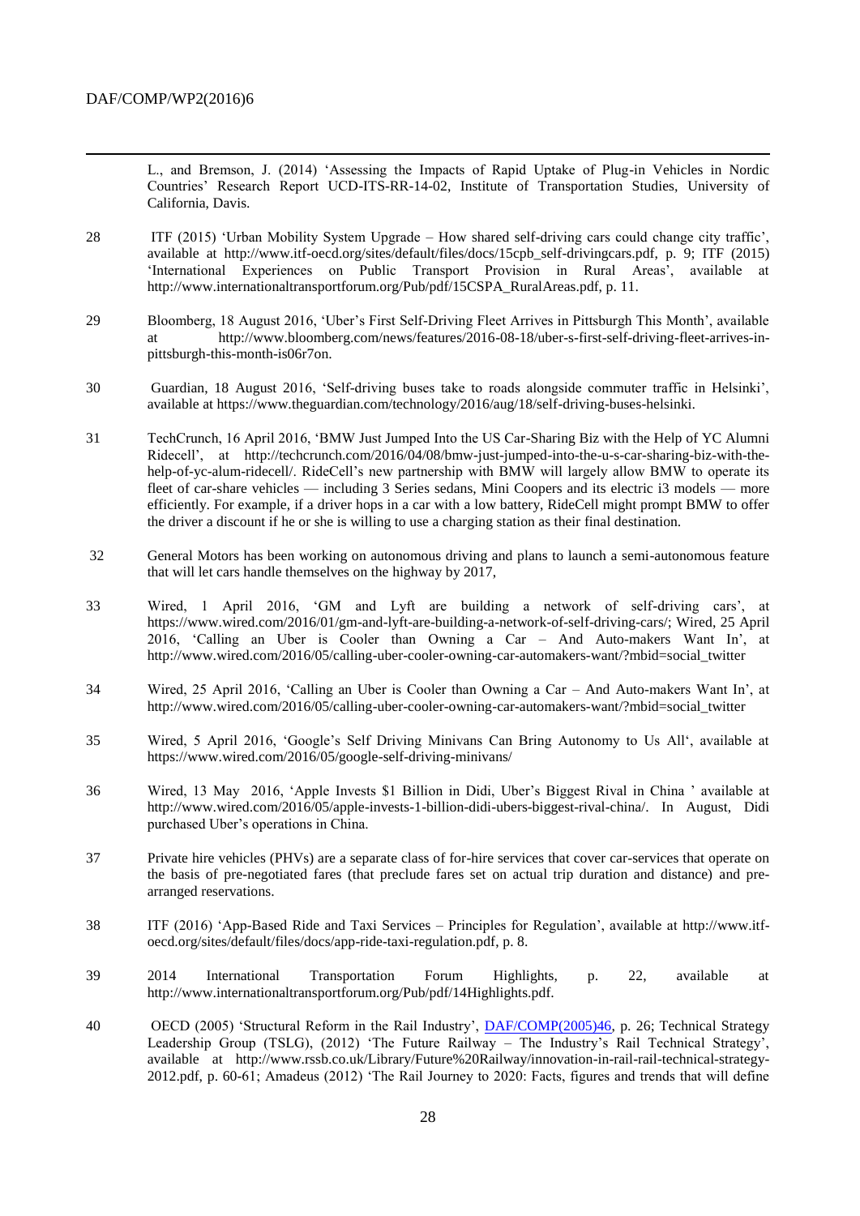L., and Bremson, J. (2014) 'Assessing the Impacts of Rapid Uptake of Plug-in Vehicles in Nordic Countries' Research Report UCD-ITS-RR-14-02, Institute of Transportation Studies, University of California, Davis.

28 ITF (2015) 'Urban Mobility System Upgrade – How shared self-driving cars could change city traffic', available at http://www.itf-oecd.org/sites/default/files/docs/15cpb_self-drivingcars.pdf, p. 9; ITF (2015) 'International Experiences on Public Transport Provision in Rural Areas', available at http://www.internationaltransportforum.org/Pub/pdf/15CSPA_RuralAreas.pdf, p. 11.

29 Bloomberg, 18 August 2016, 'Uber's First Self-Driving Fleet Arrives in Pittsburgh This Month', available at http://www.bloomberg.com/news/features/2016-08-18/uber-s-first-self-driving-fleet-arrives-in-pittsburgh-this-month-is06r7on.

30 Guardian, 18 August 2016, 'Self-driving buses take to roads alongside commuter traffic in Helsinki', available at https://www.theguardian.com/technology/2016/aug/18/self-driving-buses-helsinki.

31 TechCrunch, 16 April 2016, 'BMW Just Jumped Into the US Car-Sharing Biz with the Help of YC Alumni Ridecell', at http://techcrunch.com/2016/04/08/bmw-just-jumped-into-the-u-s-car-sharing-biz-with-the-help-of-yc-alum-ridecell/. RideCell's new partnership with BMW will largely allow BMW to operate its fleet of car-share vehicles — including 3 Series sedans, Mini Coopers and its electric i3 models — more efficiently. For example, if a driver hops in a car with a low battery, RideCell might prompt BMW to offer the driver a discount if he or she is willing to use a charging station as their final destination.

32 General Motors has been working on autonomous driving and plans to launch a semi-autonomous feature that will let cars handle themselves on the highway by 2017,

33 Wired, 1 April 2016, 'GM and Lyft are building a network of self-driving cars', at https://www.wired.com/2016/01/gm-and-lyft-are-building-a-network-of-self-driving-cars/; Wired, 25 April 2016, 'Calling an Uber is Cooler than Owning a Car – And Auto-makers Want In', at http://www.wired.com/2016/05/calling-uber-cooler-owning-car-automakers-want/?mbid=social_twitter

34 Wired, 25 April 2016, 'Calling an Uber is Cooler than Owning a Car – And Auto-makers Want In', at http://www.wired.com/2016/05/calling-uber-cooler-owning-car-automakers-want/?mbid=social_twitter

35 Wired, 5 April 2016, 'Google's Self Driving Minivans Can Bring Autonomy to Us All', available at https://www.wired.com/2016/05/google-self-driving-minivans/

36 Wired, 13 May 2016, 'Apple Invests $1 Billion in Didi, Uber's Biggest Rival in China ' available at http://www.wired.com/2016/05/apple-invests-1-billion-didi-ubers-biggest-rival-china/. In August, Didi purchased Uber's operations in China.

37 Private hire vehicles (PHVs) are a separate class of for-hire services that cover car-services that operate on the basis of pre-negotiated fares (that preclude fares set on actual trip duration and distance) and pre-arranged reservations.

38 ITF (2016) 'App-Based Ride and Taxi Services – Principles for Regulation', available at http://www.itf-oecd.org/sites/default/files/docs/app-ride-taxi-regulation.pdf, p. 8.

39 2014 International Transportation Forum Highlights, p. 22, available at http://www.internationaltransportforum.org/Pub/pdf/14Highlights.pdf.

40 OECD (2005) 'Structural Reform in the Rail Industry', DAF/COMP(2005)46, p. 26; Technical Strategy Leadership Group (TSLG), (2012) 'The Future Railway – The Industry's Rail Technical Strategy', available at http://www.rssb.co.uk/Library/Future%20Railway/innovation-in-rail-rail-technical-strategy-2012.pdf, p. 60-61; Amadeus (2012) 'The Rail Journey to 2020: Facts, figures and trends that will define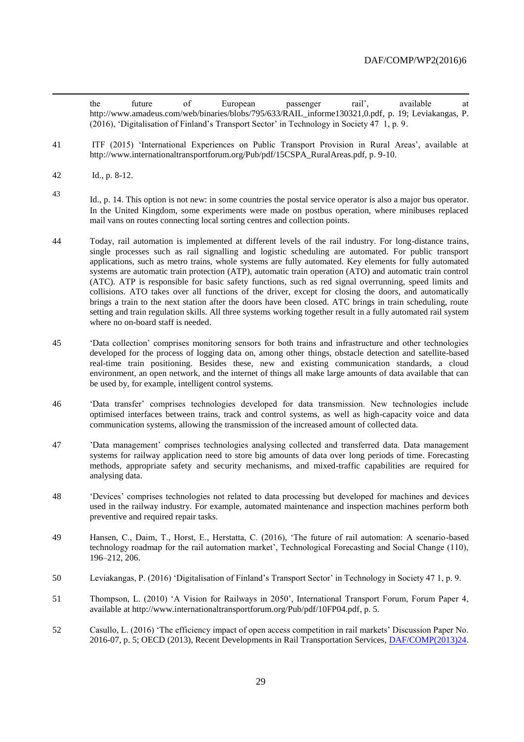the future of European passenger rail', available at http://www.amadeus.com/web/binaries/blobs/795/633/RAIL_informe130321,0.pdf, p. 19; Leviakangas, P. (2016), 'Digitalisation of Finland's Transport Sector' in Technology in Society 47 1, p. 9.

41 ITF (2015) 'International Experiences on Public Transport Provision in Rural Areas', available at http://www.internationaltransportforum.org/Pub/pdf/15CSPA_RuralAreas.pdf, p. 9-10.

42 Id., p. 8-12.

43 Id., p. 14. This option is not new: in some countries the postal service operator is also a major bus operator. In the United Kingdom, some experiments were made on postbus operation, where minibuses replaced mail vans on routes connecting local sorting centres and collection points.

44 Today, rail automation is implemented at different levels of the rail industry. For long-distance trains, single processes such as rail signalling and logistic scheduling are automated. For public transport applications, such as metro trains, whole systems are fully automated. Key elements for fully automated systems are automatic train protection (ATP), automatic train operation (ATO) and automatic train control (ATC). ATP is responsible for basic safety functions, such as red signal overrunning, speed limits and collisions. ATO takes over all functions of the driver, except for closing the doors, and automatically brings a train to the next station after the doors have been closed. ATC brings in train scheduling, route setting and train regulation skills. All three systems working together result in a fully automated rail system where no on-board staff is needed.

45 'Data collection' comprises monitoring sensors for both trains and infrastructure and other technologies developed for the process of logging data on, among other things, obstacle detection and satellite-based real-time train positioning. Besides these, new and existing communication standards, a cloud environment, an open network, and the internet of things all make large amounts of data available that can be used by, for example, intelligent control systems.

46 'Data transfer' comprises technologies developed for data transmission. New technologies include optimised interfaces between trains, track and control systems, as well as high-capacity voice and data communication systems, allowing the transmission of the increased amount of collected data.

47 'Data management' comprises technologies analysing collected and transferred data. Data management systems for railway application need to store big amounts of data over long periods of time. Forecasting methods, appropriate safety and security mechanisms, and mixed-traffic capabilities are required for analysing data.

48 'Devices' comprises technologies not related to data processing but developed for machines and devices used in the railway industry. For example, automated maintenance and inspection machines perform both preventive and required repair tasks.

49 Hansen, C., Daim, T., Horst, E., Herstatta, C. (2016), 'The future of rail automation: A scenario-based technology roadmap for the rail automation market', Technological Forecasting and Social Change (110), 196–212, 206.

50 Leviakangas, P. (2016) 'Digitalisation of Finland's Transport Sector' in Technology in Society 47 1, p. 9.

51 Thompson, L. (2010) 'A Vision for Railways in 2050', International Transport Forum, Forum Paper 4, available at http://www.internationaltransportforum.org/Pub/pdf/10FP04.pdf, p. 5.

52 Casullo, L. (2016) 'The efficiency impact of open access competition in rail markets' Discussion Paper No. 2016-07, p. 5; OECD (2013), Recent Developments in Rail Transportation Services, DAF/COMP(2013)24.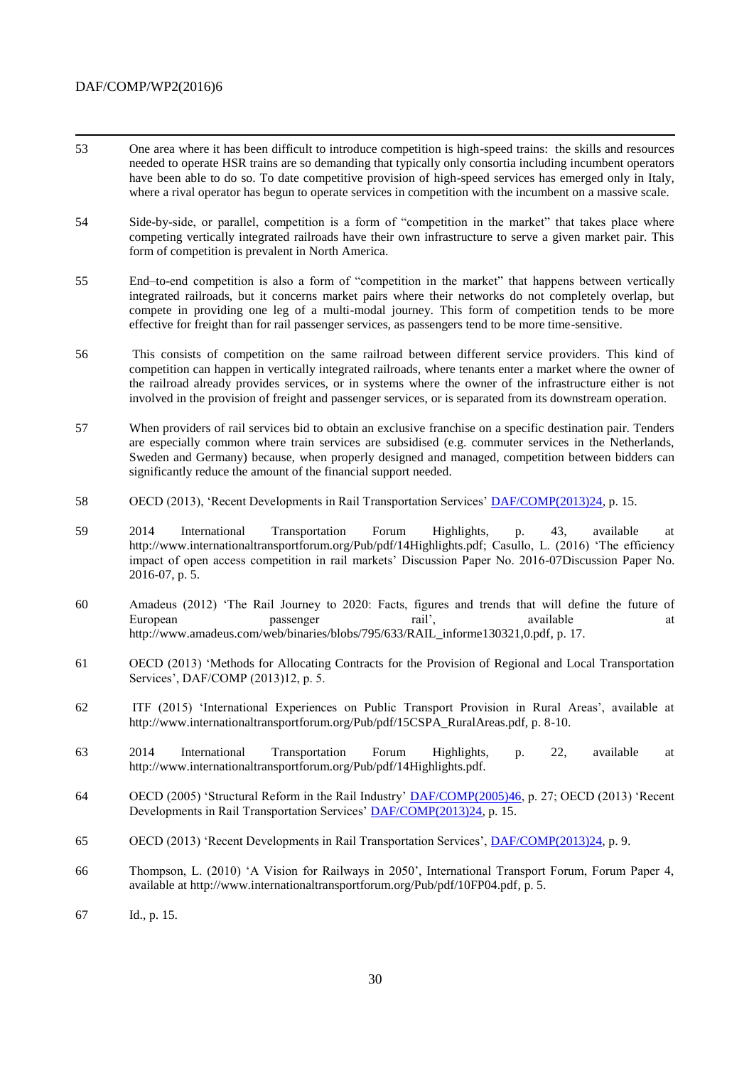53 One area where it has been difficult to introduce competition is high-speed trains: the skills and resources needed to operate HSR trains are so demanding that typically only consortia including incumbent operators have been able to do so. To date competitive provision of high-speed services has emerged only in Italy, where a rival operator has begun to operate services in competition with the incumbent on a massive scale.

54 Side-by-side, or parallel, competition is a form of "competition in the market" that takes place where competing vertically integrated railroads have their own infrastructure to serve a given market pair. This form of competition is prevalent in North America.

55 End–to-end competition is also a form of "competition in the market" that happens between vertically integrated railroads, but it concerns market pairs where their networks do not completely overlap, but compete in providing one leg of a multi-modal journey. This form of competition tends to be more effective for freight than for rail passenger services, as passengers tend to be more time-sensitive.

56 This consists of competition on the same railroad between different service providers. This kind of competition can happen in vertically integrated railroads, where tenants enter a market where the owner of the railroad already provides services, or in systems where the owner of the infrastructure either is not involved in the provision of freight and passenger services, or is separated from its downstream operation.

57 When providers of rail services bid to obtain an exclusive franchise on a specific destination pair. Tenders are especially common where train services are subsidised (e.g. commuter services in the Netherlands, Sweden and Germany) because, when properly designed and managed, competition between bidders can significantly reduce the amount of the financial support needed.

58 OECD (2013), 'Recent Developments in Rail Transportation Services' DAF/COMP(2013)24, p. 15.

59 2014 International Transportation Forum Highlights, p. 43, available at http://www.internationaltransportforum.org/Pub/pdf/14Highlights.pdf; Casullo, L. (2016) 'The efficiency impact of open access competition in rail markets' Discussion Paper No. 2016-07Discussion Paper No. 2016-07, p. 5.

60 Amadeus (2012) 'The Rail Journey to 2020: Facts, figures and trends that will define the future of European passenger rail', available at http://www.amadeus.com/web/binaries/blobs/795/633/RAIL_informe130321,0.pdf, p. 17.

61 OECD (2013) 'Methods for Allocating Contracts for the Provision of Regional and Local Transportation Services', DAF/COMP (2013)12, p. 5.

62 ITF (2015) 'International Experiences on Public Transport Provision in Rural Areas', available at http://www.internationaltransportforum.org/Pub/pdf/15CSPA_RuralAreas.pdf, p. 8-10.

63 2014 International Transportation Forum Highlights, p. 22, available at http://www.internationaltransportforum.org/Pub/pdf/14Highlights.pdf.

64 OECD (2005) 'Structural Reform in the Rail Industry' DAF/COMP(2005)46, p. 27; OECD (2013) 'Recent Developments in Rail Transportation Services' DAF/COMP(2013)24, p. 15.

65 OECD (2013) 'Recent Developments in Rail Transportation Services', DAF/COMP(2013)24, p. 9.

66 Thompson, L. (2010) 'A Vision for Railways in 2050', International Transport Forum, Forum Paper 4, available at http://www.internationaltransportforum.org/Pub/pdf/10FP04.pdf, p. 5.

67 Id., p. 15.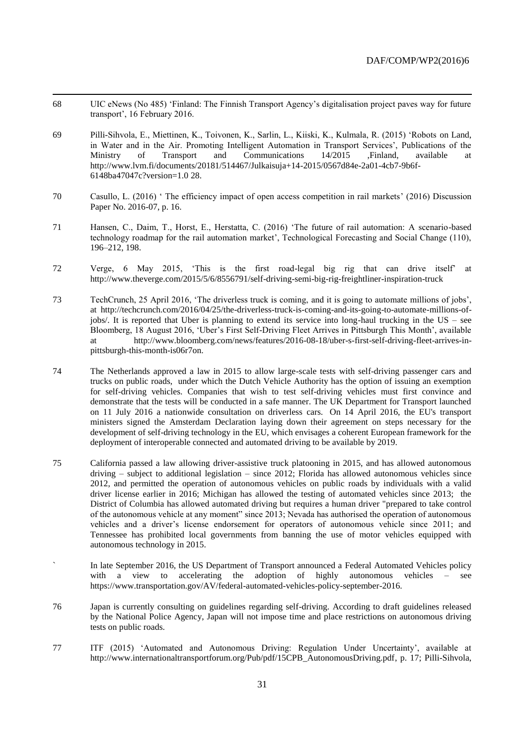68 UIC eNews (No 485) 'Finland: The Finnish Transport Agency's digitalisation project paves way for future transport', 16 February 2016.

69 Pilli-Sihvola, E., Miettinen, K., Toivonen, K., Sarlin, L., Kiiski, K., Kulmala, R. (2015) 'Robots on Land, in Water and in the Air. Promoting Intelligent Automation in Transport Services', Publications of the Ministry of Transport and Communications 14/2015 ,Finland, available at http://www.lvm.fi/documents/20181/514467/Julkaisuja+14-2015/0567d84e-2a01-4cb7-9b6f-6148ba47047c?version=1.0 28.

70 Casullo, L. (2016) ' The efficiency impact of open access competition in rail markets' (2016) Discussion Paper No. 2016-07, p. 16.

71 Hansen, C., Daim, T., Horst, E., Herstatta, C. (2016) 'The future of rail automation: A scenario-based technology roadmap for the rail automation market', Technological Forecasting and Social Change (110), 196–212, 198.

72 Verge, 6 May 2015, 'This is the first road-legal big rig that can drive itself' at http://www.theverge.com/2015/5/6/8556791/self-driving-semi-big-rig-freightliner-inspiration-truck

73 TechCrunch, 25 April 2016, 'The driverless truck is coming, and it is going to automate millions of jobs', at http://techcrunch.com/2016/04/25/the-driverless-truck-is-coming-and-its-going-to-automate-millions-of-jobs/. It is reported that Uber is planning to extend its service into long-haul trucking in the US – see Bloomberg, 18 August 2016, 'Uber's First Self-Driving Fleet Arrives in Pittsburgh This Month', available at http://www.bloomberg.com/news/features/2016-08-18/uber-s-first-self-driving-fleet-arrives-in-pittsburgh-this-month-is06r7on.

74 The Netherlands approved a law in 2015 to allow large-scale tests with self-driving passenger cars and trucks on public roads, under which the Dutch Vehicle Authority has the option of issuing an exemption for self-driving vehicles. Companies that wish to test self-driving vehicles must first convince and demonstrate that the tests will be conducted in a safe manner. The UK Department for Transport launched on 11 July 2016 a nationwide consultation on driverless cars. On 14 April 2016, the EU's transport ministers signed the Amsterdam Declaration laying down their agreement on steps necessary for the development of self-driving technology in the EU, which envisages a coherent European framework for the deployment of interoperable connected and automated driving to be available by 2019.

75 California passed a law allowing driver-assistive truck platooning in 2015, and has allowed autonomous driving – subject to additional legislation – since 2012; Florida has allowed autonomous vehicles since 2012, and permitted the operation of autonomous vehicles on public roads by individuals with a valid driver license earlier in 2016; Michigan has allowed the testing of automated vehicles since 2013; the District of Columbia has allowed automated driving but requires a human driver "prepared to take control of the autonomous vehicle at any moment" since 2013; Nevada has authorised the operation of autonomous vehicles and a driver's license endorsement for operators of autonomous vehicle since 2011; and Tennessee has prohibited local governments from banning the use of motor vehicles equipped with autonomous technology in 2015.

` In late September 2016, the US Department of Transport announced a Federal Automated Vehicles policy with a view to accelerating the adoption of highly autonomous vehicles – see https://www.transportation.gov/AV/federal-automated-vehicles-policy-september-2016.

76 Japan is currently consulting on guidelines regarding self-driving. According to draft guidelines released by the National Police Agency, Japan will not impose time and place restrictions on autonomous driving tests on public roads.

77 ITF (2015) 'Automated and Autonomous Driving: Regulation Under Uncertainty', available at http://www.internationaltransportforum.org/Pub/pdf/15CPB_AutonomousDriving.pdf, p. 17; Pilli-Sihvola,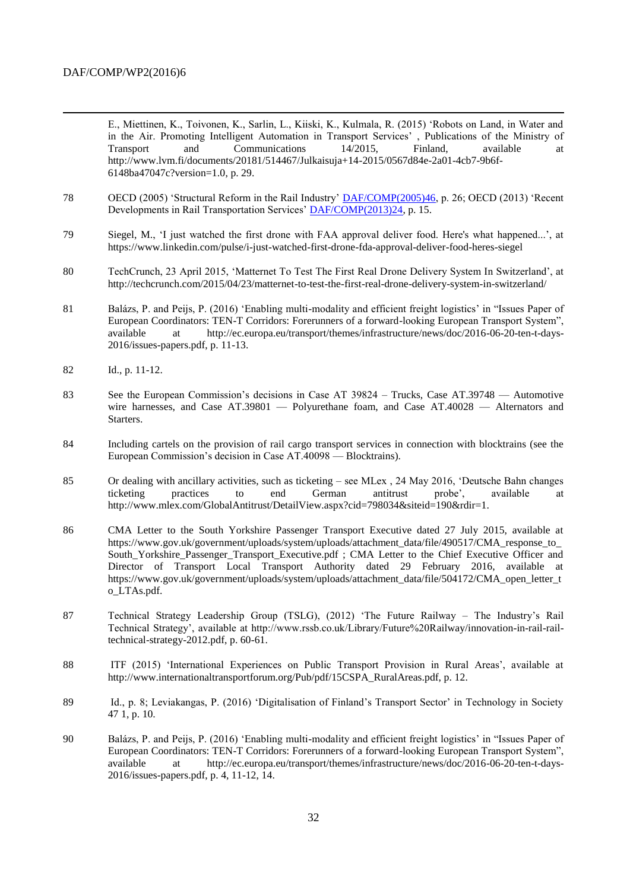E., Miettinen, K., Toivonen, K., Sarlin, L., Kiiski, K., Kulmala, R. (2015) 'Robots on Land, in Water and in the Air. Promoting Intelligent Automation in Transport Services' , Publications of the Ministry of Transport and Communications 14/2015, Finland, available at http://www.lvm.fi/documents/20181/514467/Julkaisuja+14-2015/0567d84e-2a01-4cb7-9b6f-6148ba47047c?version=1.0, p. 29.

78 OECD (2005) 'Structural Reform in the Rail Industry' DAF/COMP(2005)46, p. 26; OECD (2013) 'Recent Developments in Rail Transportation Services' DAF/COMP(2013)24, p. 15.

79 Siegel, M., 'I just watched the first drone with FAA approval deliver food. Here's what happened...', at https://www.linkedin.com/pulse/i-just-watched-first-drone-fda-approval-deliver-food-heres-siegel

80 TechCrunch, 23 April 2015, 'Matternet To Test The First Real Drone Delivery System In Switzerland', at http://techcrunch.com/2015/04/23/matternet-to-test-the-first-real-drone-delivery-system-in-switzerland/

81 Balázs, P. and Peijs, P. (2016) 'Enabling multi-modality and efficient freight logistics' in "Issues Paper of European Coordinators: TEN-T Corridors: Forerunners of a forward-looking European Transport System", available at http://ec.europa.eu/transport/themes/infrastructure/news/doc/2016-06-20-ten-t-days-2016/issues-papers.pdf, p. 11-13.

82 Id., p. 11-12.

83 See the European Commission's decisions in Case AT 39824 – Trucks, Case AT.39748 — Automotive wire harnesses, and Case AT.39801 — Polyurethane foam, and Case AT.40028 — Alternators and Starters.

84 Including cartels on the provision of rail cargo transport services in connection with blocktrains (see the European Commission's decision in Case AT.40098 — Blocktrains).

85 Or dealing with ancillary activities, such as ticketing – see MLex , 24 May 2016, 'Deutsche Bahn changes ticketing practices to end German antitrust probe', available at http://www.mlex.com/GlobalAntitrust/DetailView.aspx?cid=798034&siteid=190&rdir=1.

86 CMA Letter to the South Yorkshire Passenger Transport Executive dated 27 July 2015, available at https://www.gov.uk/government/uploads/system/uploads/attachment_data/file/490517/CMA_response_to_South_Yorkshire_Passenger_Transport_Executive.pdf ; CMA Letter to the Chief Executive Officer and Director of Transport Local Transport Authority dated 29 February 2016, available at https://www.gov.uk/government/uploads/system/uploads/attachment_data/file/504172/CMA_open_letter_to_LTAs.pdf.

87 Technical Strategy Leadership Group (TSLG), (2012) 'The Future Railway – The Industry's Rail Technical Strategy', available at http://www.rssb.co.uk/Library/Future%20Railway/innovation-in-rail-rail-technical-strategy-2012.pdf, p. 60-61.

88 ITF (2015) 'International Experiences on Public Transport Provision in Rural Areas', available at http://www.internationaltransportforum.org/Pub/pdf/15CSPA_RuralAreas.pdf, p. 12.

89 Id., p. 8; Leviakangas, P. (2016) 'Digitalisation of Finland's Transport Sector' in Technology in Society 47 1, p. 10.

90 Balázs, P. and Peijs, P. (2016) 'Enabling multi-modality and efficient freight logistics' in "Issues Paper of European Coordinators: TEN-T Corridors: Forerunners of a forward-looking European Transport System", available at http://ec.europa.eu/transport/themes/infrastructure/news/doc/2016-06-20-ten-t-days-2016/issues-papers.pdf, p. 4, 11-12, 14.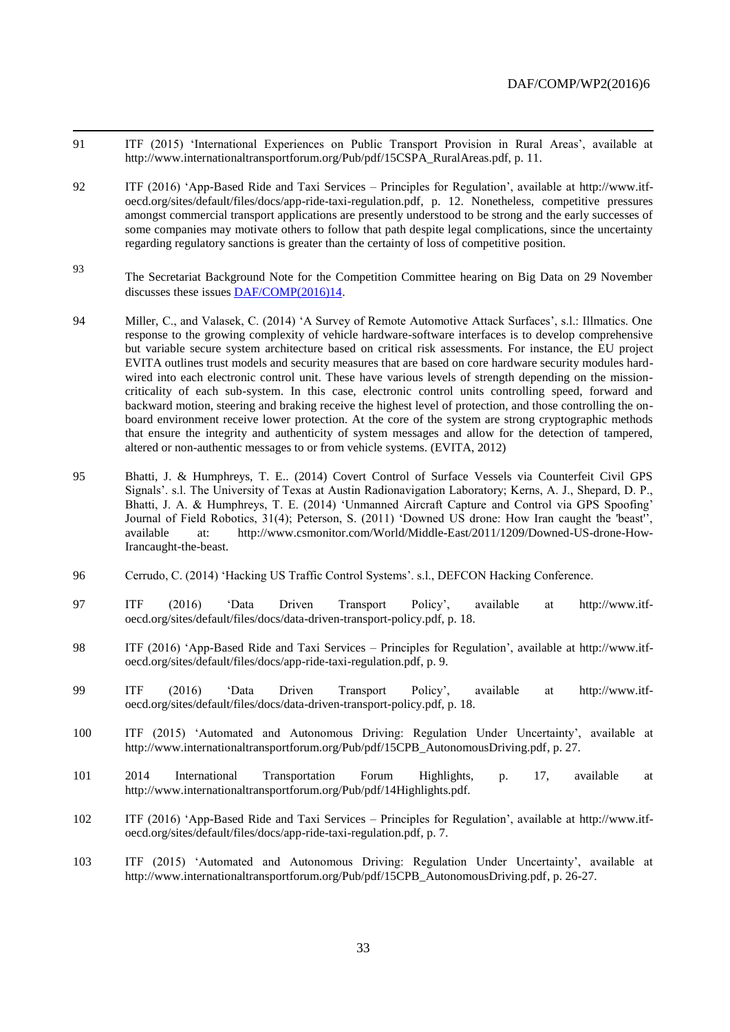91 ITF (2015) 'International Experiences on Public Transport Provision in Rural Areas', available at http://www.internationaltransportforum.org/Pub/pdf/15CSPA_RuralAreas.pdf, p. 11.

92 ITF (2016) 'App-Based Ride and Taxi Services – Principles for Regulation', available at http://www.itf-oecd.org/sites/default/files/docs/app-ride-taxi-regulation.pdf, p. 12. Nonetheless, competitive pressures amongst commercial transport applications are presently understood to be strong and the early successes of some companies may motivate others to follow that path despite legal complications, since the uncertainty regarding regulatory sanctions is greater than the certainty of loss of competitive position.

93 The Secretariat Background Note for the Competition Committee hearing on Big Data on 29 November discusses these issues DAF/COMP(2016)14.

94 Miller, C., and Valasek, C. (2014) 'A Survey of Remote Automotive Attack Surfaces', s.l.: Illmatics. One response to the growing complexity of vehicle hardware-software interfaces is to develop comprehensive but variable secure system architecture based on critical risk assessments. For instance, the EU project EVITA outlines trust models and security measures that are based on core hardware security modules hard-wired into each electronic control unit. These have various levels of strength depending on the mission-criticality of each sub-system. In this case, electronic control units controlling speed, forward and backward motion, steering and braking receive the highest level of protection, and those controlling the on-board environment receive lower protection. At the core of the system are strong cryptographic methods that ensure the integrity and authenticity of system messages and allow for the detection of tampered, altered or non-authentic messages to or from vehicle systems. (EVITA, 2012)

95 Bhatti, J. & Humphreys, T. E.. (2014) Covert Control of Surface Vessels via Counterfeit Civil GPS Signals'. s.l. The University of Texas at Austin Radionavigation Laboratory; Kerns, A. J., Shepard, D. P., Bhatti, J. A. & Humphreys, T. E. (2014) 'Unmanned Aircraft Capture and Control via GPS Spoofing' Journal of Field Robotics, 31(4); Peterson, S. (2011) 'Downed US drone: How Iran caught the 'beast'', available at: http://www.csmonitor.com/World/Middle-East/2011/1209/Downed-US-drone-How-Irancaught-the-beast.

96 Cerrudo, C. (2014) 'Hacking US Traffic Control Systems'. s.l., DEFCON Hacking Conference.

97 ITF (2016) 'Data Driven Transport Policy', available at http://www.itf-oecd.org/sites/default/files/docs/data-driven-transport-policy.pdf, p. 18.

98 ITF (2016) 'App-Based Ride and Taxi Services – Principles for Regulation', available at http://www.itf-oecd.org/sites/default/files/docs/app-ride-taxi-regulation.pdf, p. 9.

99 ITF (2016) 'Data Driven Transport Policy', available at http://www.itf-oecd.org/sites/default/files/docs/data-driven-transport-policy.pdf, p. 18.

100 ITF (2015) 'Automated and Autonomous Driving: Regulation Under Uncertainty', available at http://www.internationaltransportforum.org/Pub/pdf/15CPB_AutonomousDriving.pdf, p. 27.

101 2014 International Transportation Forum Highlights, p. 17, available at http://www.internationaltransportforum.org/Pub/pdf/14Highlights.pdf.

102 ITF (2016) 'App-Based Ride and Taxi Services – Principles for Regulation', available at http://www.itf-oecd.org/sites/default/files/docs/app-ride-taxi-regulation.pdf, p. 7.

103 ITF (2015) 'Automated and Autonomous Driving: Regulation Under Uncertainty', available at http://www.internationaltransportforum.org/Pub/pdf/15CPB_AutonomousDriving.pdf, p. 26-27.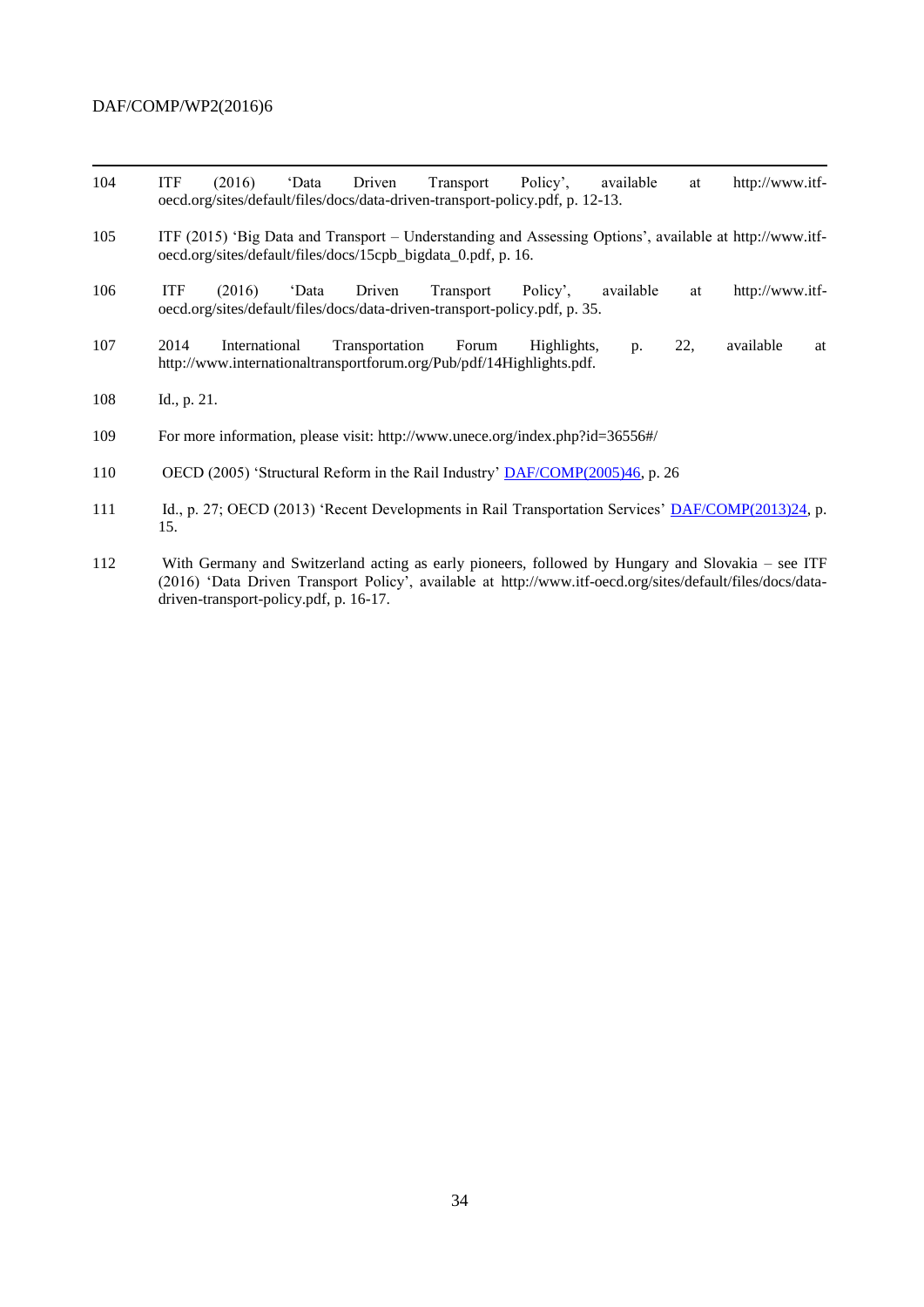104 ITF (2016) 'Data Driven Transport Policy', available at http://www.itf-oecd.org/sites/default/files/docs/data-driven-transport-policy.pdf, p. 12-13.

105 ITF (2015) 'Big Data and Transport – Understanding and Assessing Options', available at http://www.itf-oecd.org/sites/default/files/docs/15cpb_bigdata_0.pdf, p. 16.

106 ITF (2016) 'Data Driven Transport Policy', available at http://www.itf-oecd.org/sites/default/files/docs/data-driven-transport-policy.pdf, p. 35.

107 2014 International Transportation Forum Highlights, p. 22, available at http://www.internationaltransportforum.org/Pub/pdf/14Highlights.pdf.

108 Id., p. 21.

109 For more information, please visit: http://www.unece.org/index.php?id=36556#/

110 OECD (2005) 'Structural Reform in the Rail Industry' DAF/COMP(2005)46, p. 26

111 Id., p. 27; OECD (2013) 'Recent Developments in Rail Transportation Services' DAF/COMP(2013)24, p. 15.

112 With Germany and Switzerland acting as early pioneers, followed by Hungary and Slovakia – see ITF (2016) 'Data Driven Transport Policy', available at http://www.itf-oecd.org/sites/default/files/docs/data-driven-transport-policy.pdf, p. 16-17.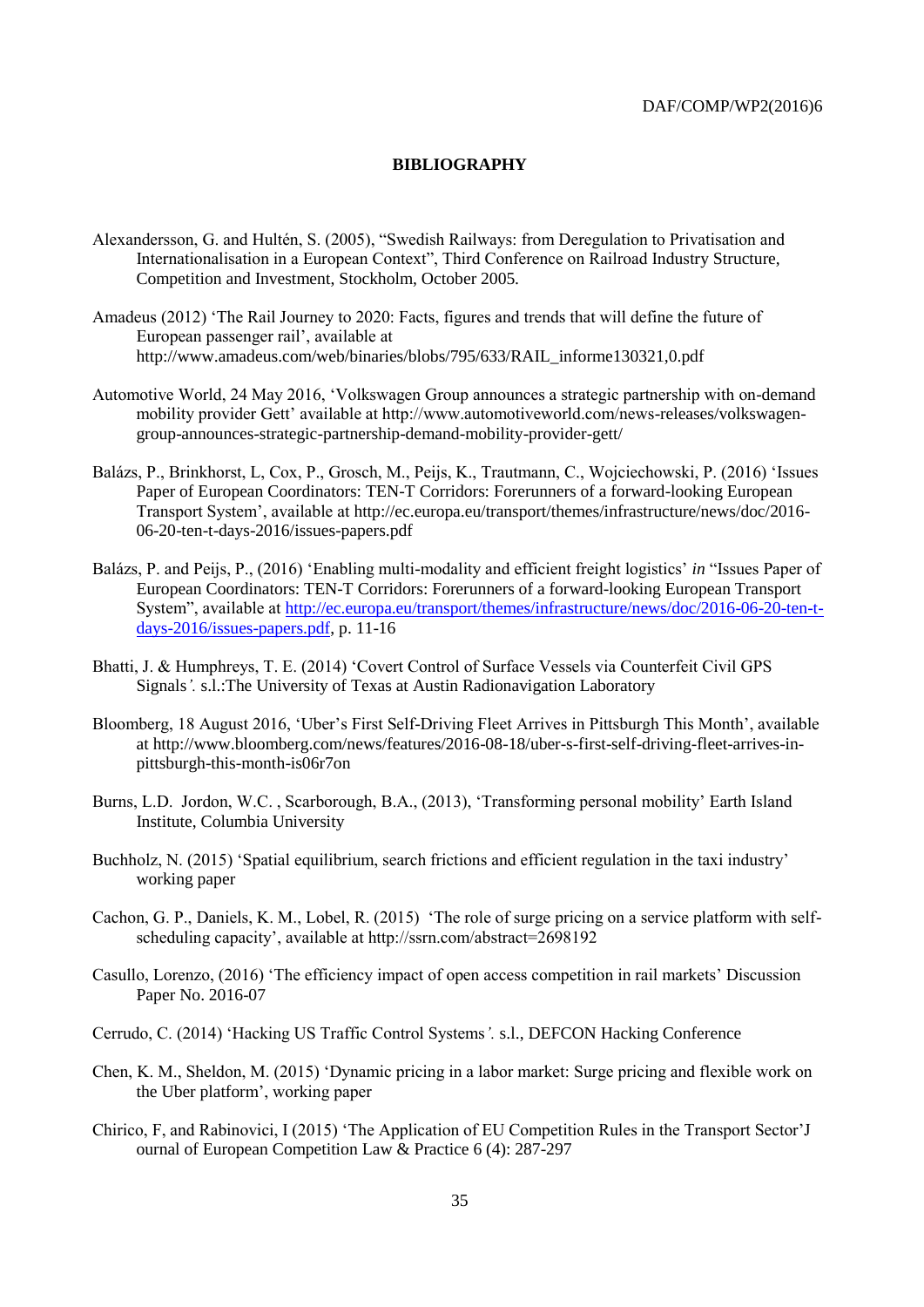# BIBLIOGRAPHY

Alexandersson, G. and Hultén, S. (2005), "Swedish Railways: from Deregulation to Privatisation and Internationalisation in a European Context", Third Conference on Railroad Industry Structure, Competition and Investment, Stockholm, October 2005.

Amadeus (2012) 'The Rail Journey to 2020: Facts, figures and trends that will define the future of European passenger rail', available at http://www.amadeus.com/web/binaries/blobs/795/633/RAIL_informe130321,0.pdf

Automotive World, 24 May 2016, 'Volkswagen Group announces a strategic partnership with on-demand mobility provider Gett' available at http://www.automotiveworld.com/news-releases/volkswagen-group-announces-strategic-partnership-demand-mobility-provider-gett/

Balázs, P., Brinkhorst, L, Cox, P., Grosch, M., Peijs, K., Trautmann, C., Wojciechowski, P. (2016) 'Issues Paper of European Coordinators: TEN-T Corridors: Forerunners of a forward-looking European Transport System', available at http://ec.europa.eu/transport/themes/infrastructure/news/doc/2016-06-20-ten-t-days-2016/issues-papers.pdf

Balázs, P. and Peijs, P., (2016) 'Enabling multi-modality and efficient freight logistics' *in* "Issues Paper of European Coordinators: TEN-T Corridors: Forerunners of a forward-looking European Transport System", available at http://ec.europa.eu/transport/themes/infrastructure/news/doc/2016-06-20-ten-t-days-2016/issues-papers.pdf, p. 11-16

Bhatti, J. & Humphreys, T. E. (2014) 'Covert Control of Surface Vessels via Counterfeit Civil GPS Signals*'.* s.l.:The University of Texas at Austin Radionavigation Laboratory

Bloomberg, 18 August 2016, 'Uber's First Self-Driving Fleet Arrives in Pittsburgh This Month', available at http://www.bloomberg.com/news/features/2016-08-18/uber-s-first-self-driving-fleet-arrives-in-pittsburgh-this-month-is06r7on

Burns, L.D. Jordon, W.C. , Scarborough, B.A., (2013), 'Transforming personal mobility' Earth Island Institute, Columbia University

Buchholz, N. (2015) 'Spatial equilibrium, search frictions and efficient regulation in the taxi industry' working paper

Cachon, G. P., Daniels, K. M., Lobel, R. (2015) 'The role of surge pricing on a service platform with self-scheduling capacity', available at http://ssrn.com/abstract=2698192

Casullo, Lorenzo, (2016) 'The efficiency impact of open access competition in rail markets' Discussion Paper No. 2016-07

Cerrudo, C. (2014) 'Hacking US Traffic Control Systems*'.* s.l., DEFCON Hacking Conference

Chen, K. M., Sheldon, M. (2015) 'Dynamic pricing in a labor market: Surge pricing and flexible work on the Uber platform', working paper

Chirico, F, and Rabinovici, I (2015) 'The Application of EU Competition Rules in the Transport Sector'J ournal of European Competition Law & Practice 6 (4): 287-297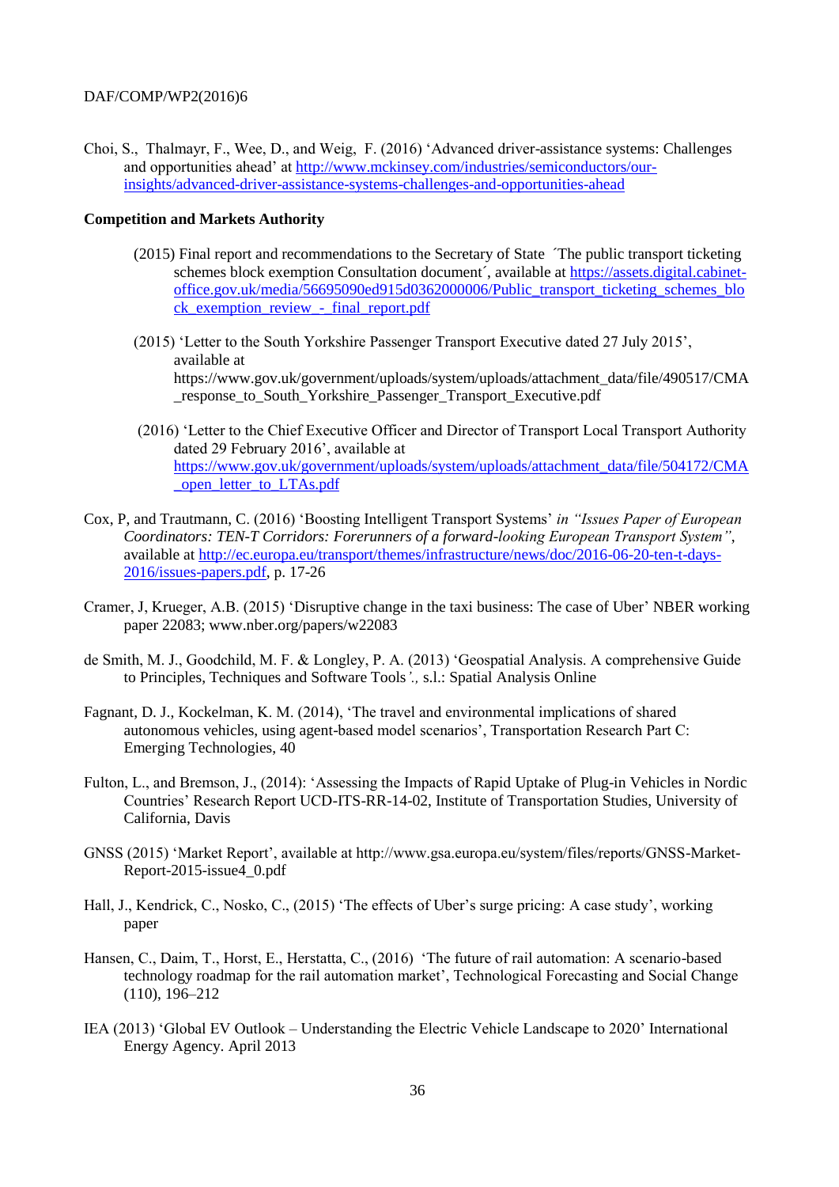Choi, S., Thalmayr, F., Wee, D., and Weig, F. (2016) 'Advanced driver-assistance systems: Challenges and opportunities ahead' at http://www.mckinsey.com/industries/semiconductors/our-insights/advanced-driver-assistance-systems-challenges-and-opportunities-ahead

**Competition and Markets Authority**

(2015) Final report and recommendations to the Secretary of State ´The public transport ticketing schemes block exemption Consultation document´, available at https://assets.digital.cabinet-office.gov.uk/media/56695090ed915d0362000006/Public_transport_ticketing_schemes_block_exemption_review_-_final_report.pdf

(2015) 'Letter to the South Yorkshire Passenger Transport Executive dated 27 July 2015', available at https://www.gov.uk/government/uploads/system/uploads/attachment_data/file/490517/CMA_response_to_South_Yorkshire_Passenger_Transport_Executive.pdf

(2016) 'Letter to the Chief Executive Officer and Director of Transport Local Transport Authority dated 29 February 2016', available at https://www.gov.uk/government/uploads/system/uploads/attachment_data/file/504172/CMA_open_letter_to_LTAs.pdf

Cox, P, and Trautmann, C. (2016) 'Boosting Intelligent Transport Systems' *in "Issues Paper of European Coordinators: TEN-T Corridors: Forerunners of a forward-looking European Transport System"*, available at http://ec.europa.eu/transport/themes/infrastructure/news/doc/2016-06-20-ten-t-days-2016/issues-papers.pdf, p. 17-26

Cramer, J, Krueger, A.B. (2015) 'Disruptive change in the taxi business: The case of Uber' NBER working paper 22083; www.nber.org/papers/w22083

de Smith, M. J., Goodchild, M. F. & Longley, P. A. (2013) 'Geospatial Analysis. A comprehensive Guide to Principles, Techniques and Software Tools*'.,* s.l.: Spatial Analysis Online

Fagnant, D. J., Kockelman, K. M. (2014), 'The travel and environmental implications of shared autonomous vehicles, using agent-based model scenarios', Transportation Research Part C: Emerging Technologies, 40

Fulton, L., and Bremson, J., (2014): 'Assessing the Impacts of Rapid Uptake of Plug-in Vehicles in Nordic Countries' Research Report UCD-ITS-RR-14-02, Institute of Transportation Studies, University of California, Davis

GNSS (2015) 'Market Report', available at http://www.gsa.europa.eu/system/files/reports/GNSS-Market-Report-2015-issue4_0.pdf

Hall, J., Kendrick, C., Nosko, C., (2015) 'The effects of Uber's surge pricing: A case study', working paper

Hansen, C., Daim, T., Horst, E., Herstatta, C., (2016) 'The future of rail automation: A scenario-based technology roadmap for the rail automation market', Technological Forecasting and Social Change (110), 196–212

IEA (2013) 'Global EV Outlook – Understanding the Electric Vehicle Landscape to 2020' International Energy Agency. April 2013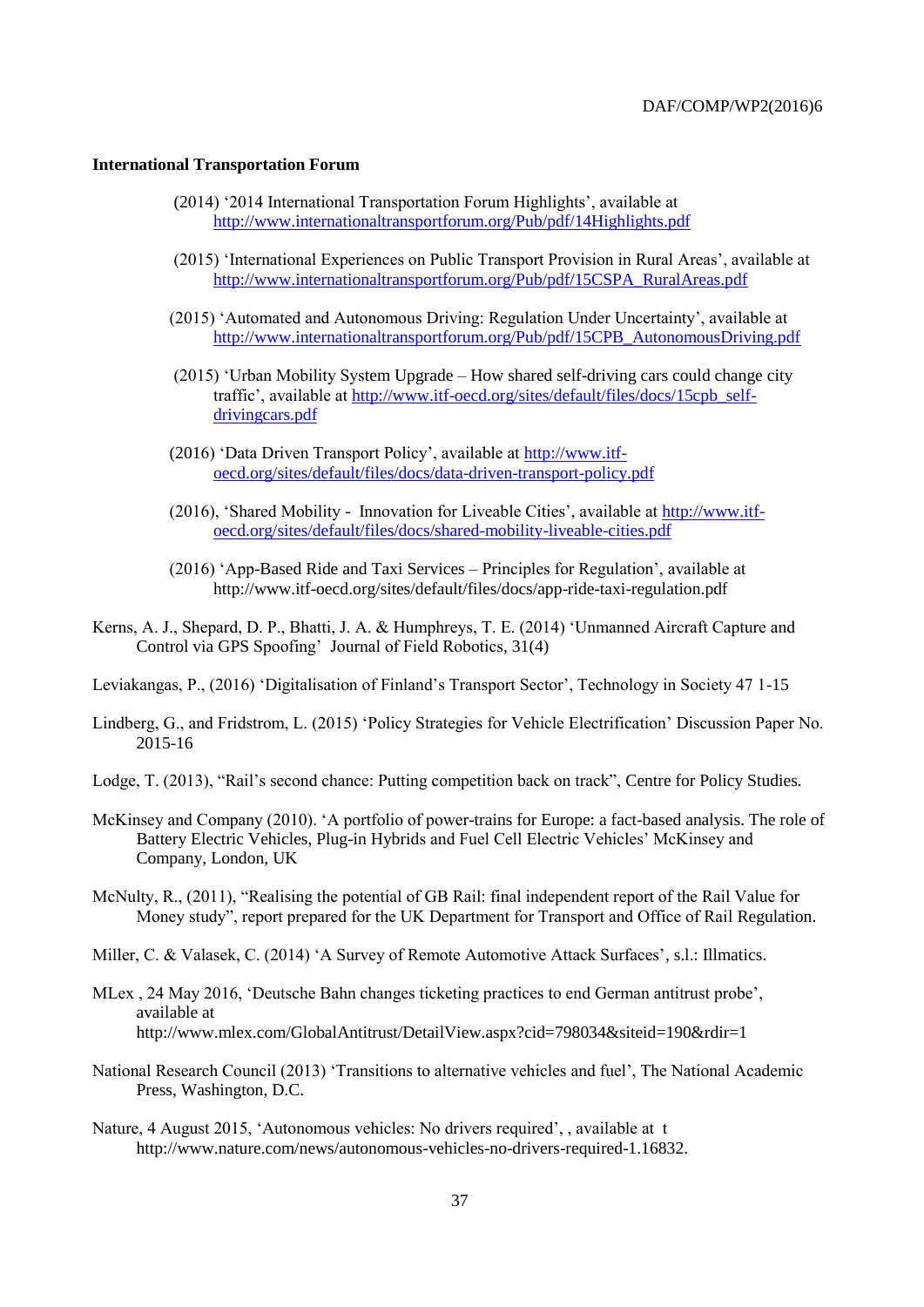**International Transportation Forum**

(2014) '2014 International Transportation Forum Highlights', available at http://www.internationaltransportforum.org/Pub/pdf/14Highlights.pdf

(2015) 'International Experiences on Public Transport Provision in Rural Areas', available at http://www.internationaltransportforum.org/Pub/pdf/15CSPA_RuralAreas.pdf

(2015) 'Automated and Autonomous Driving: Regulation Under Uncertainty', available at http://www.internationaltransportforum.org/Pub/pdf/15CPB_AutonomousDriving.pdf

(2015) 'Urban Mobility System Upgrade – How shared self-driving cars could change city traffic', available at http://www.itf-oecd.org/sites/default/files/docs/15cpb_self-drivingcars.pdf

(2016) 'Data Driven Transport Policy', available at http://www.itf-oecd.org/sites/default/files/docs/data-driven-transport-policy.pdf

(2016), 'Shared Mobility - Innovation for Liveable Cities', available at http://www.itf-oecd.org/sites/default/files/docs/shared-mobility-liveable-cities.pdf

(2016) 'App-Based Ride and Taxi Services – Principles for Regulation', available at http://www.itf-oecd.org/sites/default/files/docs/app-ride-taxi-regulation.pdf

Kerns, A. J., Shepard, D. P., Bhatti, J. A. & Humphreys, T. E. (2014) 'Unmanned Aircraft Capture and Control via GPS Spoofing' Journal of Field Robotics, 31(4)

Leviakangas, P., (2016) 'Digitalisation of Finland's Transport Sector', Technology in Society 47 1-15

Lindberg, G., and Fridstrom, L. (2015) 'Policy Strategies for Vehicle Electrification' Discussion Paper No. 2015-16

Lodge, T. (2013), "Rail's second chance: Putting competition back on track", Centre for Policy Studies.

McKinsey and Company (2010). 'A portfolio of power-trains for Europe: a fact-based analysis. The role of Battery Electric Vehicles, Plug-in Hybrids and Fuel Cell Electric Vehicles' McKinsey and Company, London, UK

McNulty, R., (2011), "Realising the potential of GB Rail: final independent report of the Rail Value for Money study", report prepared for the UK Department for Transport and Office of Rail Regulation.

Miller, C. & Valasek, C. (2014) 'A Survey of Remote Automotive Attack Surfaces', s.l.: Illmatics.

MLex , 24 May 2016, 'Deutsche Bahn changes ticketing practices to end German antitrust probe', available at http://www.mlex.com/GlobalAntitrust/DetailView.aspx?cid=798034&siteid=190&rdir=1

National Research Council (2013) 'Transitions to alternative vehicles and fuel', The National Academic Press, Washington, D.C.

Nature, 4 August 2015, 'Autonomous vehicles: No drivers required', , available at t http://www.nature.com/news/autonomous-vehicles-no-drivers-required-1.16832.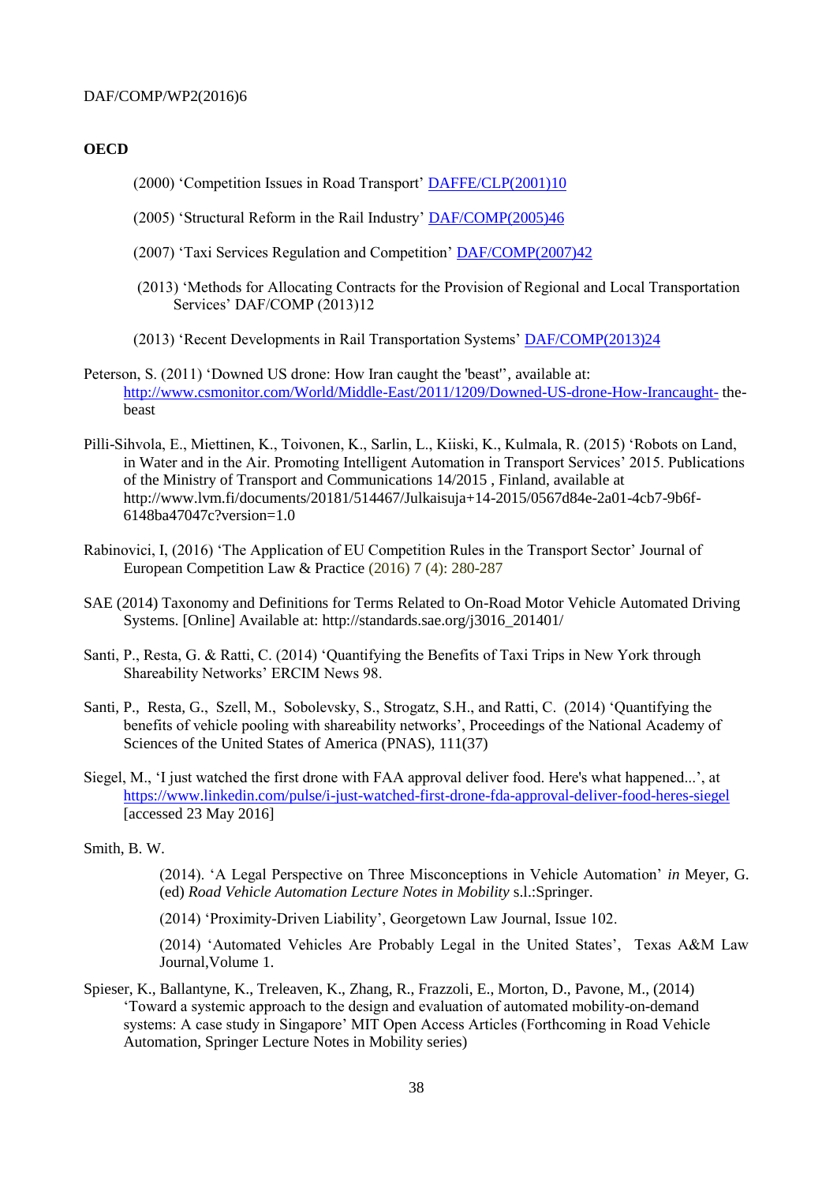**OECD**

(2000) 'Competition Issues in Road Transport' DAFFE/CLP(2001)10

(2005) 'Structural Reform in the Rail Industry' DAF/COMP(2005)46

(2007) 'Taxi Services Regulation and Competition' DAF/COMP(2007)42

(2013) 'Methods for Allocating Contracts for the Provision of Regional and Local Transportation Services' DAF/COMP (2013)12

(2013) 'Recent Developments in Rail Transportation Systems' DAF/COMP(2013)24

Peterson, S. (2011) 'Downed US drone: How Iran caught the 'beast'', available at: http://www.csmonitor.com/World/Middle-East/2011/1209/Downed-US-drone-How-Irancaught- the-beast

Pilli-Sihvola, E., Miettinen, K., Toivonen, K., Sarlin, L., Kiiski, K., Kulmala, R. (2015) 'Robots on Land, in Water and in the Air. Promoting Intelligent Automation in Transport Services' 2015. Publications of the Ministry of Transport and Communications 14/2015 , Finland, available at http://www.lvm.fi/documents/20181/514467/Julkaisuja+14-2015/0567d84e-2a01-4cb7-9b6f-6148ba47047c?version=1.0

Rabinovici, I, (2016) 'The Application of EU Competition Rules in the Transport Sector' Journal of European Competition Law & Practice (2016) 7 (4): 280-287

SAE (2014) Taxonomy and Definitions for Terms Related to On-Road Motor Vehicle Automated Driving Systems. [Online] Available at: http://standards.sae.org/j3016_201401/

Santi, P., Resta, G. & Ratti, C. (2014) 'Quantifying the Benefits of Taxi Trips in New York through Shareability Networks' ERCIM News 98.

Santi, P., Resta, G., Szell, M., Sobolevsky, S., Strogatz, S.H., and Ratti, C. (2014) 'Quantifying the benefits of vehicle pooling with shareability networks', Proceedings of the National Academy of Sciences of the United States of America (PNAS), 111(37)

Siegel, M., 'I just watched the first drone with FAA approval deliver food. Here's what happened...', at https://www.linkedin.com/pulse/i-just-watched-first-drone-fda-approval-deliver-food-heres-siegel [accessed 23 May 2016]

Smith, B. W.

(2014). 'A Legal Perspective on Three Misconceptions in Vehicle Automation' *in* Meyer, G. (ed) *Road Vehicle Automation Lecture Notes in Mobility* s.l.:Springer.

(2014) 'Proximity-Driven Liability', Georgetown Law Journal, Issue 102.

(2014) 'Automated Vehicles Are Probably Legal in the United States', Texas A&M Law Journal,Volume 1.

Spieser, K., Ballantyne, K., Treleaven, K., Zhang, R., Frazzoli, E., Morton, D., Pavone, M., (2014) 'Toward a systemic approach to the design and evaluation of automated mobility-on-demand systems: A case study in Singapore' MIT Open Access Articles (Forthcoming in Road Vehicle Automation, Springer Lecture Notes in Mobility series)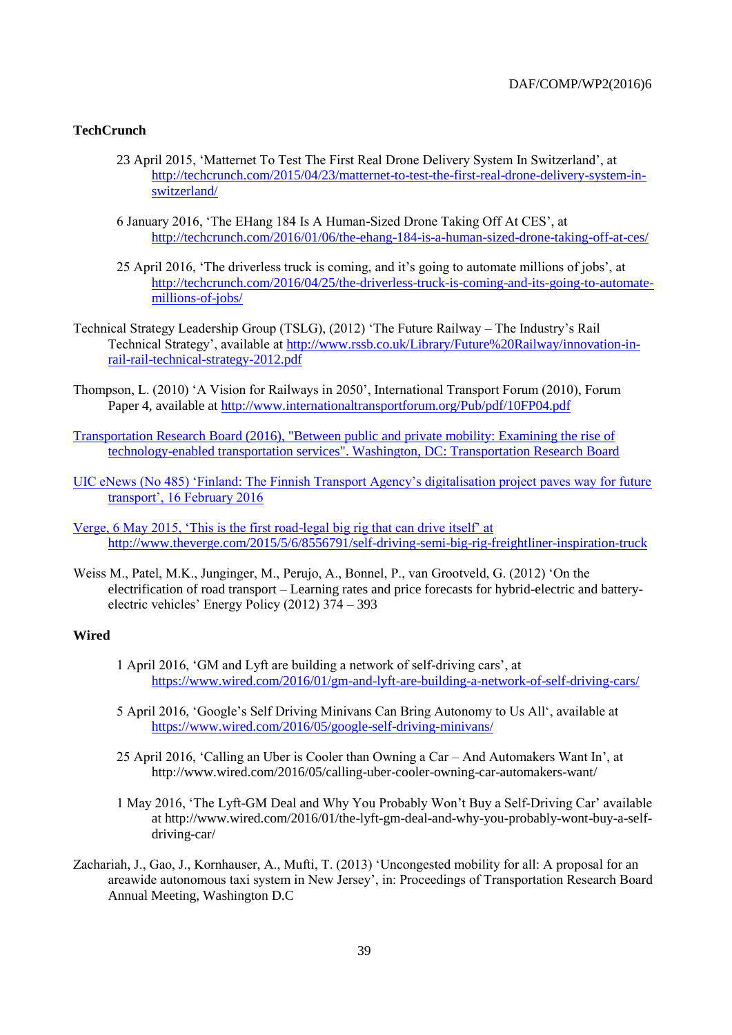**TechCrunch**

23 April 2015, 'Matternet To Test The First Real Drone Delivery System In Switzerland', at http://techcrunch.com/2015/04/23/matternet-to-test-the-first-real-drone-delivery-system-in-switzerland/

6 January 2016, 'The EHang 184 Is A Human-Sized Drone Taking Off At CES', at http://techcrunch.com/2016/01/06/the-ehang-184-is-a-human-sized-drone-taking-off-at-ces/

25 April 2016, 'The driverless truck is coming, and it's going to automate millions of jobs', at http://techcrunch.com/2016/04/25/the-driverless-truck-is-coming-and-its-going-to-automate-millions-of-jobs/

Technical Strategy Leadership Group (TSLG), (2012) 'The Future Railway – The Industry's Rail Technical Strategy', available at http://www.rssb.co.uk/Library/Future%20Railway/innovation-in-rail-rail-technical-strategy-2012.pdf

Thompson, L. (2010) 'A Vision for Railways in 2050', International Transport Forum (2010), Forum Paper 4, available at http://www.internationaltransportforum.org/Pub/pdf/10FP04.pdf

Transportation Research Board (2016), "Between public and private mobility: Examining the rise of technology-enabled transportation services". Washington, DC: Transportation Research Board

UIC eNews (No 485) 'Finland: The Finnish Transport Agency's digitalisation project paves way for future transport', 16 February 2016

Verge, 6 May 2015, 'This is the first road-legal big rig that can drive itself' at http://www.theverge.com/2015/5/6/8556791/self-driving-semi-big-rig-freightliner-inspiration-truck

Weiss M., Patel, M.K., Junginger, M., Perujo, A., Bonnel, P., van Grootveld, G. (2012) 'On the electrification of road transport – Learning rates and price forecasts for hybrid-electric and battery-electric vehicles' Energy Policy (2012) 374 – 393

**Wired**

1 April 2016, 'GM and Lyft are building a network of self-driving cars', at https://www.wired.com/2016/01/gm-and-lyft-are-building-a-network-of-self-driving-cars/

5 April 2016, 'Google's Self Driving Minivans Can Bring Autonomy to Us All', available at https://www.wired.com/2016/05/google-self-driving-minivans/

25 April 2016, 'Calling an Uber is Cooler than Owning a Car – And Automakers Want In', at http://www.wired.com/2016/05/calling-uber-cooler-owning-car-automakers-want/

1 May 2016, 'The Lyft-GM Deal and Why You Probably Won't Buy a Self-Driving Car' available at http://www.wired.com/2016/01/the-lyft-gm-deal-and-why-you-probably-wont-buy-a-self-driving-car/

Zachariah, J., Gao, J., Kornhauser, A., Mufti, T. (2013) 'Uncongested mobility for all: A proposal for an areawide autonomous taxi system in New Jersey', in: Proceedings of Transportation Research Board Annual Meeting, Washington D.C